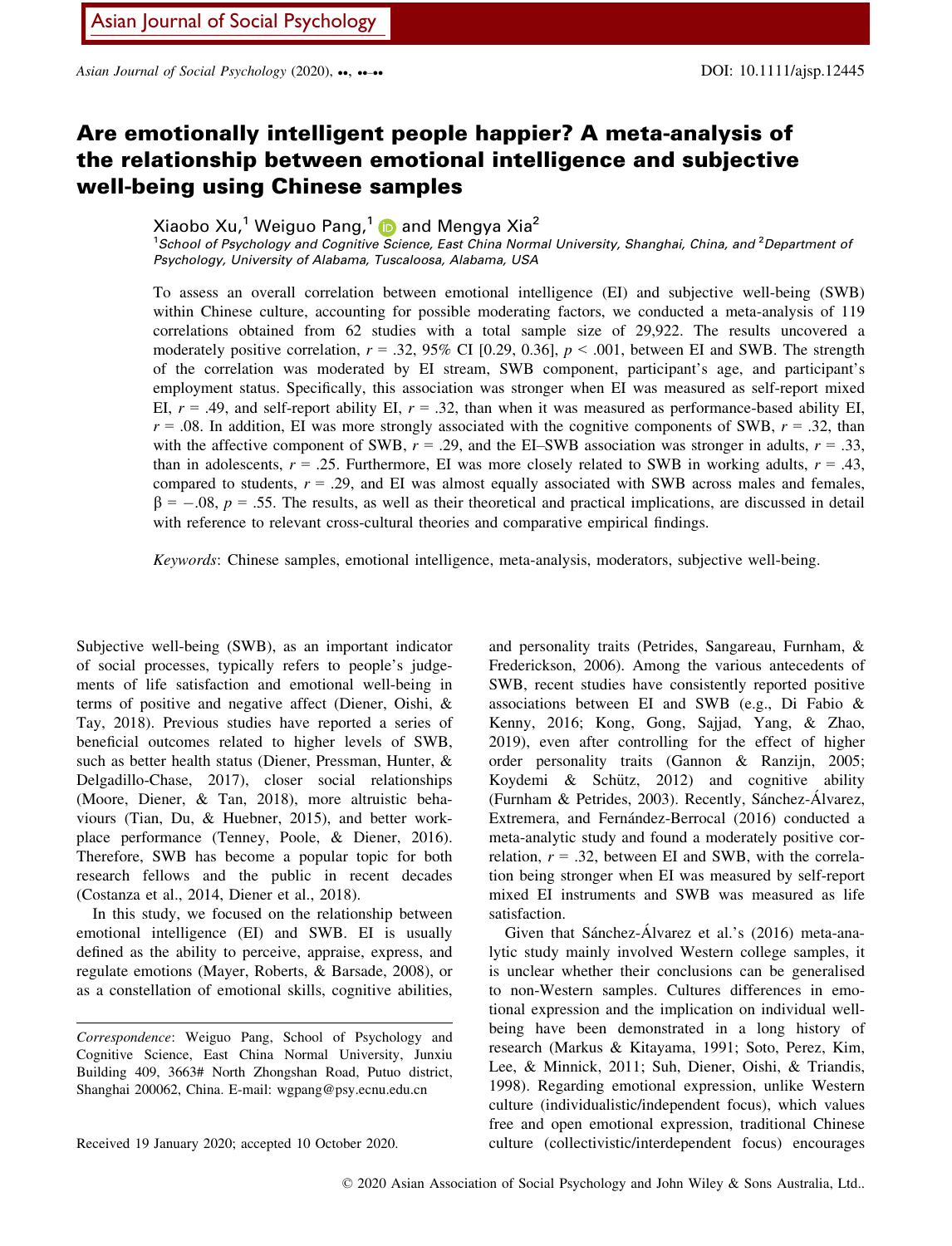# Are emotionally intelligent people happier? A meta-analysis of the relationship between emotional intelligence and subjective well-being using Chinese samples

Xiaobo Xu,[1] Weiguo Pang,[1] and Mengya Xia[2]

[1]School of Psychology and Cognitive Science, East China Normal University, Shanghai, China, and [2]Department of Psychology, University of Alabama, Tuscaloosa, Alabama, USA

To assess an overall correlation between emotional intelligence (EI) and subjective well-being (SWB) within Chinese culture, accounting for possible moderating factors, we conducted a meta-analysis of 119 correlations obtained from 62 studies with a total sample size of 29,922. The results uncovered a moderately positive correlation, $r = .32$, 95% CI [0.29, 0.36], $p < .001$, between EI and SWB. The strength of the correlation was moderated by EI stream, SWB component, participant's age, and participant's employment status. Specifically, this association was stronger when EI was measured as self-report mixed EI, $r = .49$, and self-report ability EI, $r = .32$, than when it was measured as performance-based ability EI, $r = .08$. In addition, EI was more strongly associated with the cognitive components of SWB, $r = .32$, than with the affective component of SWB, $r = .29$, and the EI–SWB association was stronger in adults, $r = .33$, than in adolescents, $r = .25$. Furthermore, EI was more closely related to SWB in working adults, $r = .43$, compared to students, $r = .29$, and EI was almost equally associated with SWB across males and females, $\beta = -.08$, $p = .55$. The results, as well as their theoretical and practical implications, are discussed in detail with reference to relevant cross-cultural theories and comparative empirical findings.

*Keywords*: Chinese samples, emotional intelligence, meta-analysis, moderators, subjective well-being.

Subjective well-being (SWB), as an important indicator of social processes, typically refers to people's judgements of life satisfaction and emotional well-being in terms of positive and negative affect (Diener, Oishi, & Tay, 2018). Previous studies have reported a series of beneficial outcomes related to higher levels of SWB, such as better health status (Diener, Pressman, Hunter, & Delgadillo-Chase, 2017), closer social relationships (Moore, Diener, & Tan, 2018), more altruistic behaviours (Tian, Du, & Huebner, 2015), and better workplace performance (Tenney, Poole, & Diener, 2016). Therefore, SWB has become a popular topic for both research fellows and the public in recent decades (Costanza et al., 2014, Diener et al., 2018).

In this study, we focused on the relationship between emotional intelligence (EI) and SWB. EI is usually defined as the ability to perceive, appraise, express, and regulate emotions (Mayer, Roberts, & Barsade, 2008), or as a constellation of emotional skills, cognitive abilities, and personality traits (Petrides, Sangareau, Furnham, & Frederickson, 2006). Among the various antecedents of SWB, recent studies have consistently reported positive associations between EI and SWB (e.g., Di Fabio & Kenny, 2016; Kong, Gong, Sajjad, Yang, & Zhao, 2019), even after controlling for the effect of higher order personality traits (Gannon & Ranzijn, 2005; Koydemi & Schütz, 2012) and cognitive ability (Furnham & Petrides, 2003). Recently, Sánchez-Álvarez, Extremera, and Fernández-Berrocal (2016) conducted a meta-analytic study and found a moderately positive correlation, $r = .32$, between EI and SWB, with the correlation being stronger when EI was measured by self-report mixed EI instruments and SWB was measured as life satisfaction.

Given that Sánchez-Álvarez et al.'s (2016) meta-analytic study mainly involved Western college samples, it is unclear whether their conclusions can be generalised to non-Western samples. Cultures differences in emotional expression and the implication on individual well-being have been demonstrated in a long history of research (Markus & Kitayama, 1991; Soto, Perez, Kim, Lee, & Minnick, 2011; Suh, Diener, Oishi, & Triandis, 1998). Regarding emotional expression, unlike Western culture (individualistic/independent focus), which values free and open emotional expression, traditional Chinese culture (collectivistic/interdependent focus) encourages

*Correspondence*: Weiguo Pang, School of Psychology and Cognitive Science, East China Normal University, Junxiu Building 409, 3663# North Zhongshan Road, Putuo district, Shanghai 200062, China. E-mail: wgpang@psy.ecnu.edu.cn

Received 19 January 2020; accepted 10 October 2020.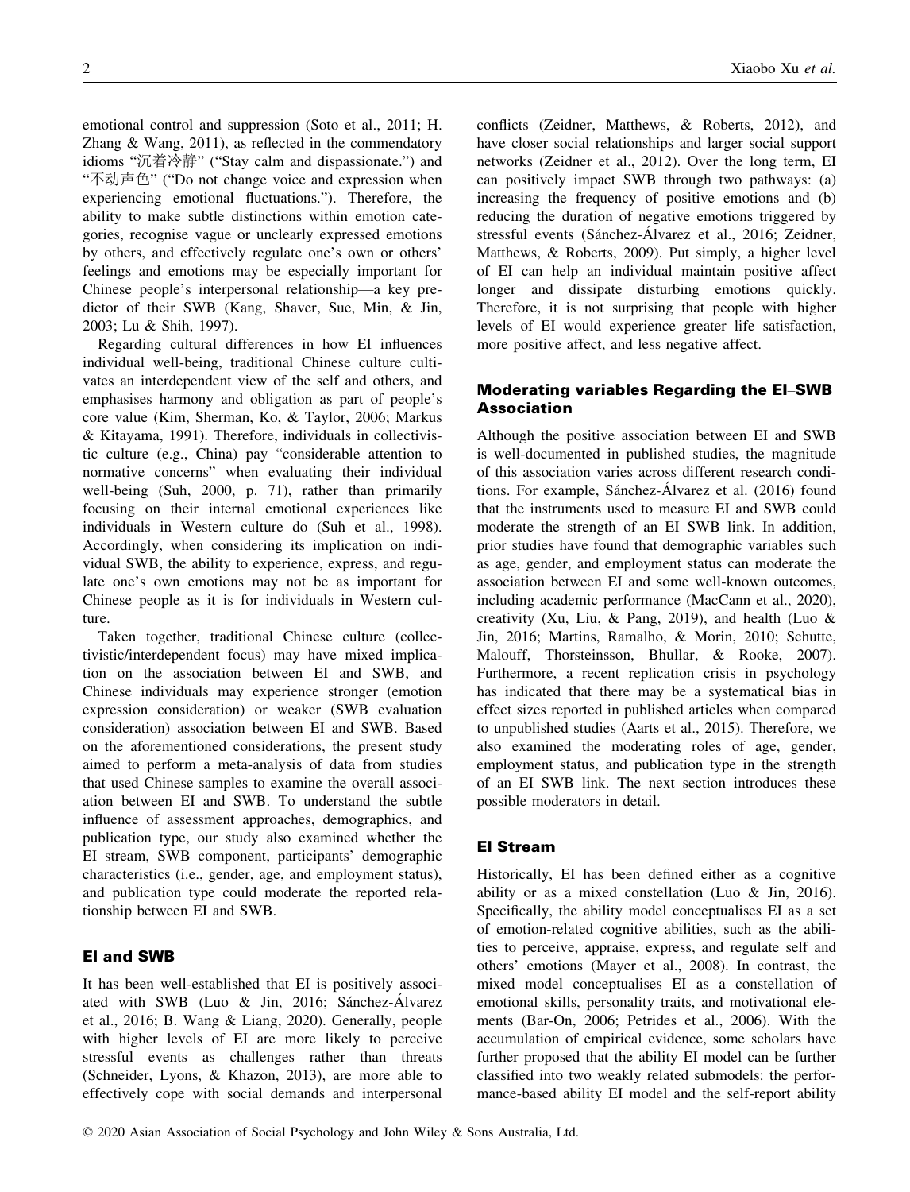emotional control and suppression (Soto et al., 2011; H. Zhang & Wang, 2011), as reflected in the commendatory idioms "沉着冷静" ("Stay calm and dispassionate.") and "不动声色" ("Do not change voice and expression when experiencing emotional fluctuations."). Therefore, the ability to make subtle distinctions within emotion categories, recognise vague or unclearly expressed emotions by others, and effectively regulate one's own or others' feelings and emotions may be especially important for Chinese people's interpersonal relationship—a key predictor of their SWB (Kang, Shaver, Sue, Min, & Jin, 2003; Lu & Shih, 1997).

Regarding cultural differences in how EI influences individual well-being, traditional Chinese culture cultivates an interdependent view of the self and others, and emphasises harmony and obligation as part of people's core value (Kim, Sherman, Ko, & Taylor, 2006; Markus & Kitayama, 1991). Therefore, individuals in collectivistic culture (e.g., China) pay "considerable attention to normative concerns" when evaluating their individual well-being (Suh, 2000, p. 71), rather than primarily focusing on their internal emotional experiences like individuals in Western culture do (Suh et al., 1998). Accordingly, when considering its implication on individual SWB, the ability to experience, express, and regulate one's own emotions may not be as important for Chinese people as it is for individuals in Western culture.

Taken together, traditional Chinese culture (collectivistic/interdependent focus) may have mixed implication on the association between EI and SWB, and Chinese individuals may experience stronger (emotion expression consideration) or weaker (SWB evaluation consideration) association between EI and SWB. Based on the aforementioned considerations, the present study aimed to perform a meta-analysis of data from studies that used Chinese samples to examine the overall association between EI and SWB. To understand the subtle influence of assessment approaches, demographics, and publication type, our study also examined whether the EI stream, SWB component, participants' demographic characteristics (i.e., gender, age, and employment status), and publication type could moderate the reported relationship between EI and SWB.

## EI and SWB

It has been well-established that EI is positively associated with SWB (Luo & Jin, 2016; Sánchez-Álvarez et al., 2016; B. Wang & Liang, 2020). Generally, people with higher levels of EI are more likely to perceive stressful events as challenges rather than threats (Schneider, Lyons, & Khazon, 2013), are more able to effectively cope with social demands and interpersonal conflicts (Zeidner, Matthews, & Roberts, 2012), and have closer social relationships and larger social support networks (Zeidner et al., 2012). Over the long term, EI can positively impact SWB through two pathways: (a) increasing the frequency of positive emotions and (b) reducing the duration of negative emotions triggered by stressful events (Sánchez-Álvarez et al., 2016; Zeidner, Matthews, & Roberts, 2009). Put simply, a higher level of EI can help an individual maintain positive affect longer and dissipate disturbing emotions quickly. Therefore, it is not surprising that people with higher levels of EI would experience greater life satisfaction, more positive affect, and less negative affect.

## Moderating variables Regarding the EI–SWB Association

Although the positive association between EI and SWB is well-documented in published studies, the magnitude of this association varies across different research conditions. For example, Sánchez-Álvarez et al. (2016) found that the instruments used to measure EI and SWB could moderate the strength of an EI–SWB link. In addition, prior studies have found that demographic variables such as age, gender, and employment status can moderate the association between EI and some well-known outcomes, including academic performance (MacCann et al., 2020), creativity (Xu, Liu, & Pang, 2019), and health (Luo & Jin, 2016; Martins, Ramalho, & Morin, 2010; Schutte, Malouff, Thorsteinsson, Bhullar, & Rooke, 2007). Furthermore, a recent replication crisis in psychology has indicated that there may be a systematical bias in effect sizes reported in published articles when compared to unpublished studies (Aarts et al., 2015). Therefore, we also examined the moderating roles of age, gender, employment status, and publication type in the strength of an EI–SWB link. The next section introduces these possible moderators in detail.

## EI Stream

Historically, EI has been defined either as a cognitive ability or as a mixed constellation (Luo & Jin, 2016). Specifically, the ability model conceptualises EI as a set of emotion-related cognitive abilities, such as the abilities to perceive, appraise, express, and regulate self and others' emotions (Mayer et al., 2008). In contrast, the mixed model conceptualises EI as a constellation of emotional skills, personality traits, and motivational elements (Bar-On, 2006; Petrides et al., 2006). With the accumulation of empirical evidence, some scholars have further proposed that the ability EI model can be further classified into two weakly related submodels: the performance-based ability EI model and the self-report ability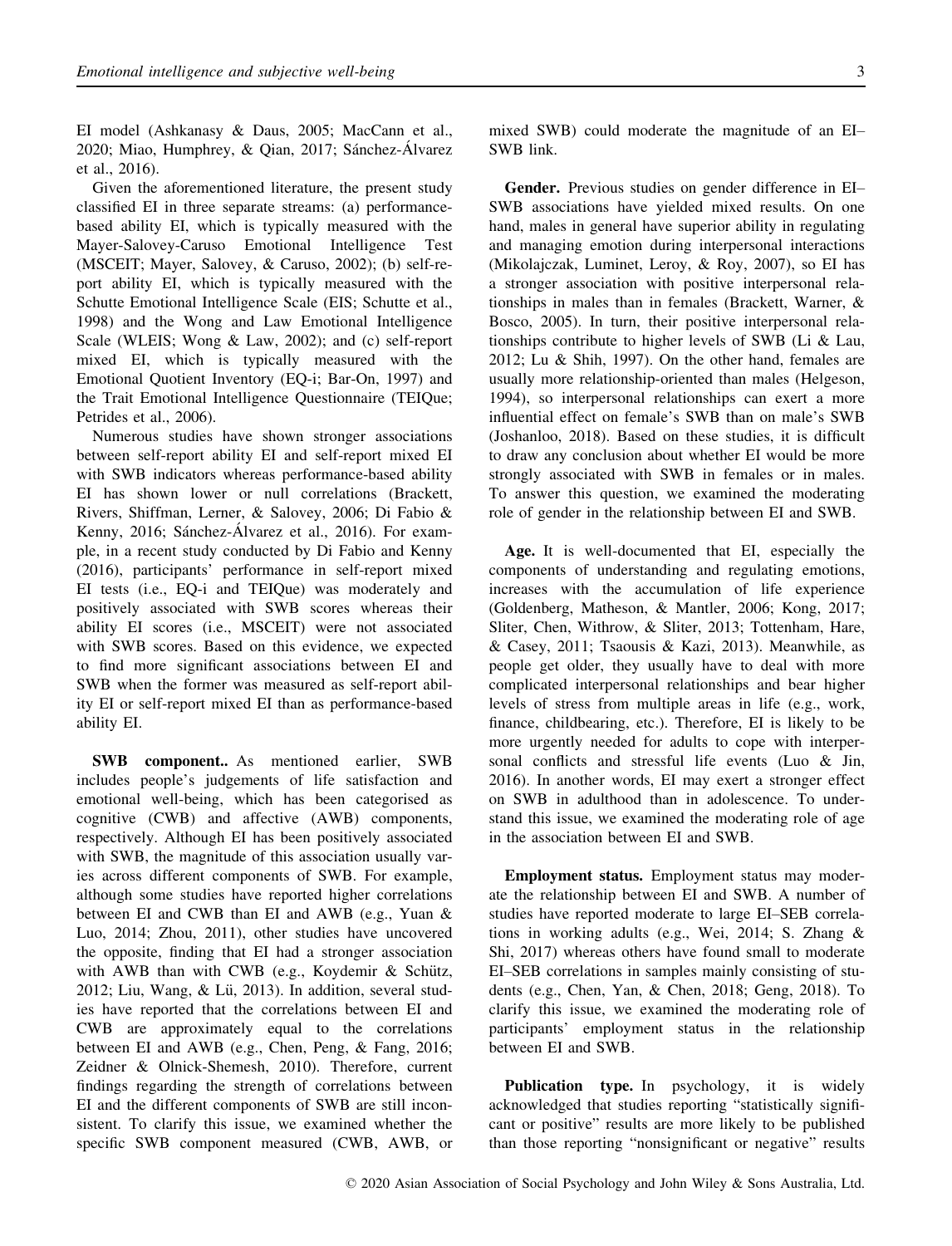EI model (Ashkanasy & Daus, 2005; MacCann et al., 2020; Miao, Humphrey, & Qian, 2017; Sánchez-Álvarez et al., 2016).

Given the aforementioned literature, the present study classified EI in three separate streams: (a) performance-based ability EI, which is typically measured with the Mayer-Salovey-Caruso Emotional Intelligence Test (MSCEIT; Mayer, Salovey, & Caruso, 2002); (b) self-report ability EI, which is typically measured with the Schutte Emotional Intelligence Scale (EIS; Schutte et al., 1998) and the Wong and Law Emotional Intelligence Scale (WLEIS; Wong & Law, 2002); and (c) self-report mixed EI, which is typically measured with the Emotional Quotient Inventory (EQ-i; Bar-On, 1997) and the Trait Emotional Intelligence Questionnaire (TEIQue; Petrides et al., 2006).

Numerous studies have shown stronger associations between self-report ability EI and self-report mixed EI with SWB indicators whereas performance-based ability EI has shown lower or null correlations (Brackett, Rivers, Shiffman, Lerner, & Salovey, 2006; Di Fabio & Kenny, 2016; Sánchez-Álvarez et al., 2016). For example, in a recent study conducted by Di Fabio and Kenny (2016), participants' performance in self-report mixed EI tests (i.e., EQ-i and TEIQue) was moderately and positively associated with SWB scores whereas their ability EI scores (i.e., MSCEIT) were not associated with SWB scores. Based on this evidence, we expected to find more significant associations between EI and SWB when the former was measured as self-report ability EI or self-report mixed EI than as performance-based ability EI.

**SWB component..** As mentioned earlier, SWB includes people's judgements of life satisfaction and emotional well-being, which has been categorised as cognitive (CWB) and affective (AWB) components, respectively. Although EI has been positively associated with SWB, the magnitude of this association usually varies across different components of SWB. For example, although some studies have reported higher correlations between EI and CWB than EI and AWB (e.g., Yuan & Luo, 2014; Zhou, 2011), other studies have uncovered the opposite, finding that EI had a stronger association with AWB than with CWB (e.g., Koydemir & Schütz, 2012; Liu, Wang, & Lü, 2013). In addition, several studies have reported that the correlations between EI and CWB are approximately equal to the correlations between EI and AWB (e.g., Chen, Peng, & Fang, 2016; Zeidner & Olnick-Shemesh, 2010). Therefore, current findings regarding the strength of correlations between EI and the different components of SWB are still inconsistent. To clarify this issue, we examined whether the specific SWB component measured (CWB, AWB, or mixed SWB) could moderate the magnitude of an EI–SWB link.

**Gender.** Previous studies on gender difference in EI–SWB associations have yielded mixed results. On one hand, males in general have superior ability in regulating and managing emotion during interpersonal interactions (Mikolajczak, Luminet, Leroy, & Roy, 2007), so EI has a stronger association with positive interpersonal relationships in males than in females (Brackett, Warner, & Bosco, 2005). In turn, their positive interpersonal relationships contribute to higher levels of SWB (Li & Lau, 2012; Lu & Shih, 1997). On the other hand, females are usually more relationship-oriented than males (Helgeson, 1994), so interpersonal relationships can exert a more influential effect on female's SWB than on male's SWB (Joshanloo, 2018). Based on these studies, it is difficult to draw any conclusion about whether EI would be more strongly associated with SWB in females or in males. To answer this question, we examined the moderating role of gender in the relationship between EI and SWB.

**Age.** It is well-documented that EI, especially the components of understanding and regulating emotions, increases with the accumulation of life experience (Goldenberg, Matheson, & Mantler, 2006; Kong, 2017; Sliter, Chen, Withrow, & Sliter, 2013; Tottenham, Hare, & Casey, 2011; Tsaousis & Kazi, 2013). Meanwhile, as people get older, they usually have to deal with more complicated interpersonal relationships and bear higher levels of stress from multiple areas in life (e.g., work, finance, childbearing, etc.). Therefore, EI is likely to be more urgently needed for adults to cope with interpersonal conflicts and stressful life events (Luo & Jin, 2016). In another words, EI may exert a stronger effect on SWB in adulthood than in adolescence. To understand this issue, we examined the moderating role of age in the association between EI and SWB.

**Employment status.** Employment status may moderate the relationship between EI and SWB. A number of studies have reported moderate to large EI–SEB correlations in working adults (e.g., Wei, 2014; S. Zhang & Shi, 2017) whereas others have found small to moderate EI–SEB correlations in samples mainly consisting of students (e.g., Chen, Yan, & Chen, 2018; Geng, 2018). To clarify this issue, we examined the moderating role of participants' employment status in the relationship between EI and SWB.

**Publication type.** In psychology, it is widely acknowledged that studies reporting "statistically significant or positive" results are more likely to be published than those reporting "nonsignificant or negative" results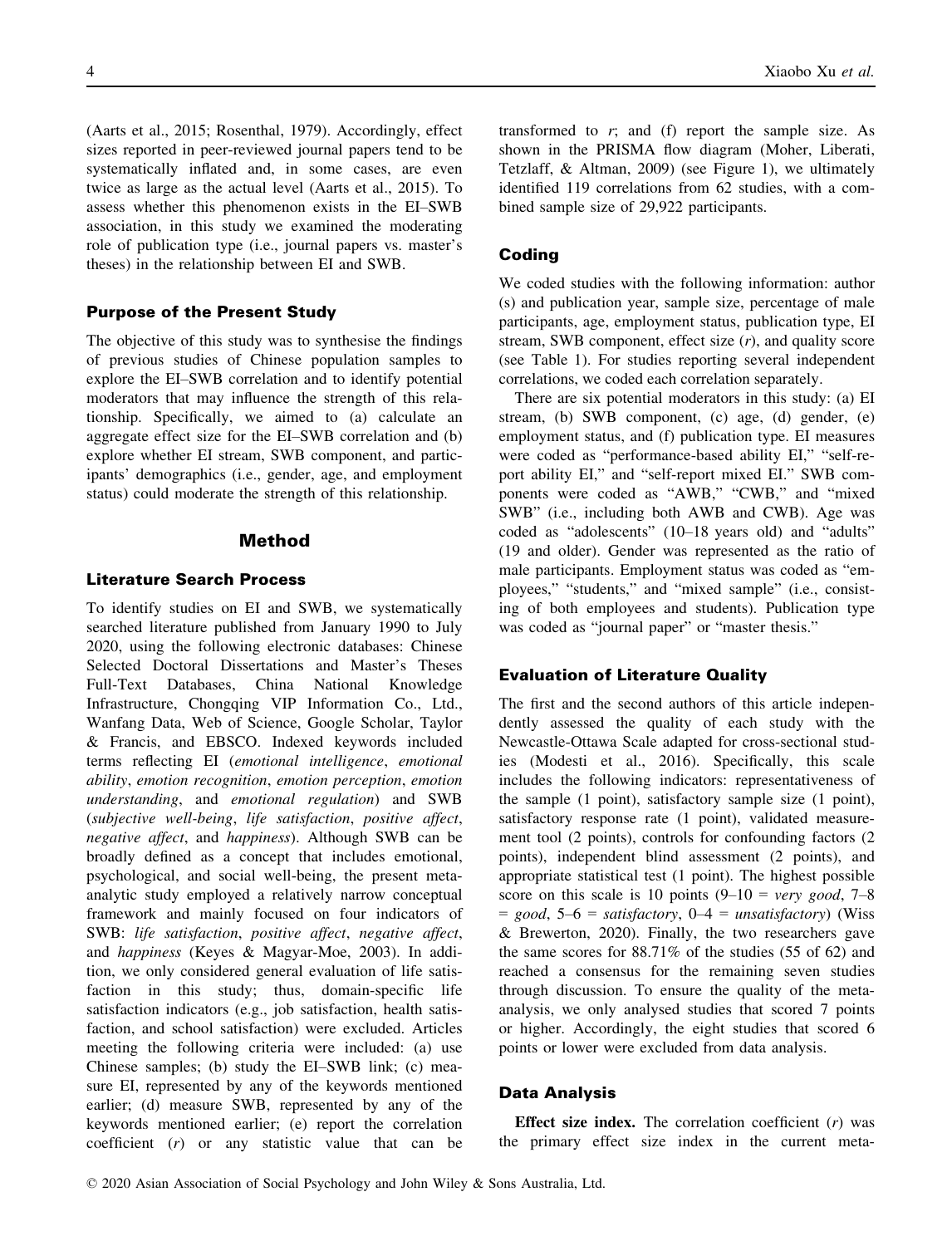(Aarts et al., 2015; Rosenthal, 1979). Accordingly, effect sizes reported in peer-reviewed journal papers tend to be systematically inflated and, in some cases, are even twice as large as the actual level (Aarts et al., 2015). To assess whether this phenomenon exists in the EI–SWB association, in this study we examined the moderating role of publication type (i.e., journal papers vs. master's theses) in the relationship between EI and SWB.

### Purpose of the Present Study

The objective of this study was to synthesise the findings of previous studies of Chinese population samples to explore the EI–SWB correlation and to identify potential moderators that may influence the strength of this relationship. Specifically, we aimed to (a) calculate an aggregate effect size for the EI–SWB correlation and (b) explore whether EI stream, SWB component, and participants' demographics (i.e., gender, age, and employment status) could moderate the strength of this relationship.

## Method

### Literature Search Process

To identify studies on EI and SWB, we systematically searched literature published from January 1990 to July 2020, using the following electronic databases: Chinese Selected Doctoral Dissertations and Master's Theses Full-Text Databases, China National Knowledge Infrastructure, Chongqing VIP Information Co., Ltd., Wanfang Data, Web of Science, Google Scholar, Taylor & Francis, and EBSCO. Indexed keywords included terms reflecting EI (*emotional intelligence*, *emotional ability*, *emotion recognition*, *emotion perception*, *emotion understanding*, and *emotional regulation*) and SWB (*subjective well-being*, *life satisfaction*, *positive affect*, *negative affect*, and *happiness*). Although SWB can be broadly defined as a concept that includes emotional, psychological, and social well-being, the present meta-analytic study employed a relatively narrow conceptual framework and mainly focused on four indicators of SWB: *life satisfaction*, *positive affect*, *negative affect*, and *happiness* (Keyes & Magyar-Moe, 2003). In addition, we only considered general evaluation of life satisfaction in this study; thus, domain-specific life satisfaction indicators (e.g., job satisfaction, health satisfaction, and school satisfaction) were excluded. Articles meeting the following criteria were included: (a) use Chinese samples; (b) study the EI–SWB link; (c) measure EI, represented by any of the keywords mentioned earlier; (d) measure SWB, represented by any of the keywords mentioned earlier; (e) report the correlation coefficient ($r$) or any statistic value that can be transformed to $r$; and (f) report the sample size. As shown in the PRISMA flow diagram (Moher, Liberati, Tetzlaff, & Altman, 2009) (see Figure 1), we ultimately identified 119 correlations from 62 studies, with a combined sample size of 29,922 participants.

### Coding

We coded studies with the following information: author (s) and publication year, sample size, percentage of male participants, age, employment status, publication type, EI stream, SWB component, effect size ($r$), and quality score (see Table 1). For studies reporting several independent correlations, we coded each correlation separately.

There are six potential moderators in this study: (a) EI stream, (b) SWB component, (c) age, (d) gender, (e) employment status, and (f) publication type. EI measures were coded as "performance-based ability EI," "self-report ability EI," and "self-report mixed EI." SWB components were coded as "AWB," "CWB," and "mixed SWB" (i.e., including both AWB and CWB). Age was coded as "adolescents" (10–18 years old) and "adults" (19 and older). Gender was represented as the ratio of male participants. Employment status was coded as "employees," "students," and "mixed sample" (i.e., consisting of both employees and students). Publication type was coded as "journal paper" or "master thesis."

### Evaluation of Literature Quality

The first and the second authors of this article independently assessed the quality of each study with the Newcastle-Ottawa Scale adapted for cross-sectional studies (Modesti et al., 2016). Specifically, this scale includes the following indicators: representativeness of the sample (1 point), satisfactory sample size (1 point), satisfactory response rate (1 point), validated measurement tool (2 points), controls for confounding factors (2 points), independent blind assessment (2 points), and appropriate statistical test (1 point). The highest possible score on this scale is 10 points (9–10 = *very good*, 7–8 = *good*, 5–6 = *satisfactory*, 0–4 = *unsatisfactory*) (Wiss & Brewerton, 2020). Finally, the two researchers gave the same scores for 88.71% of the studies (55 of 62) and reached a consensus for the remaining seven studies through discussion. To ensure the quality of the meta-analysis, we only analysed studies that scored 7 points or higher. Accordingly, the eight studies that scored 6 points or lower were excluded from data analysis.

### Data Analysis

**Effect size index.** The correlation coefficient ($r$) was the primary effect size index in the current meta-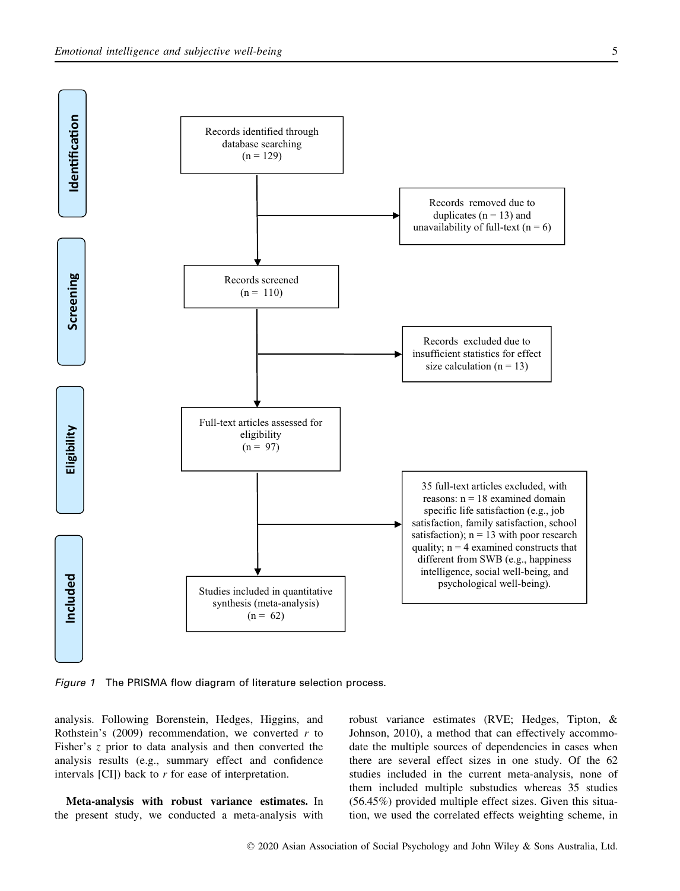Identification

Records identified through database searching (n = 129)

Records removed due to duplicates (n = 13) and unavailability of full-text (n = 6)

Screening

Records screened (n = 110)

Records excluded due to insufficient statistics for effect size calculation (n = 13)

Eligibility

Full-text articles assessed for eligibility (n = 97)

35 full-text articles excluded, with reasons: n = 18 examined domain specific life satisfaction (e.g., job satisfaction, family satisfaction, school satisfaction); n = 13 with poor research quality; n = 4 examined constructs that different from SWB (e.g., happiness intelligence, social well-being, and psychological well-being).

Included

Studies included in quantitative synthesis (meta-analysis) (n = 62)

*Figure 1* The PRISMA flow diagram of literature selection process.

analysis. Following Borenstein, Hedges, Higgins, and Rothstein's (2009) recommendation, we converted $r$ to Fisher's $z$ prior to data analysis and then converted the analysis results (e.g., summary effect and confidence intervals [CI]) back to $r$ for ease of interpretation.

**Meta-analysis with robust variance estimates.** In the present study, we conducted a meta-analysis with robust variance estimates (RVE; Hedges, Tipton, & Johnson, 2010), a method that can effectively accommodate the multiple sources of dependencies in cases when there are several effect sizes in one study. Of the 62 studies included in the current meta-analysis, none of them included multiple substudies whereas 35 studies (56.45%) provided multiple effect sizes. Given this situation, we used the correlated effects weighting scheme, in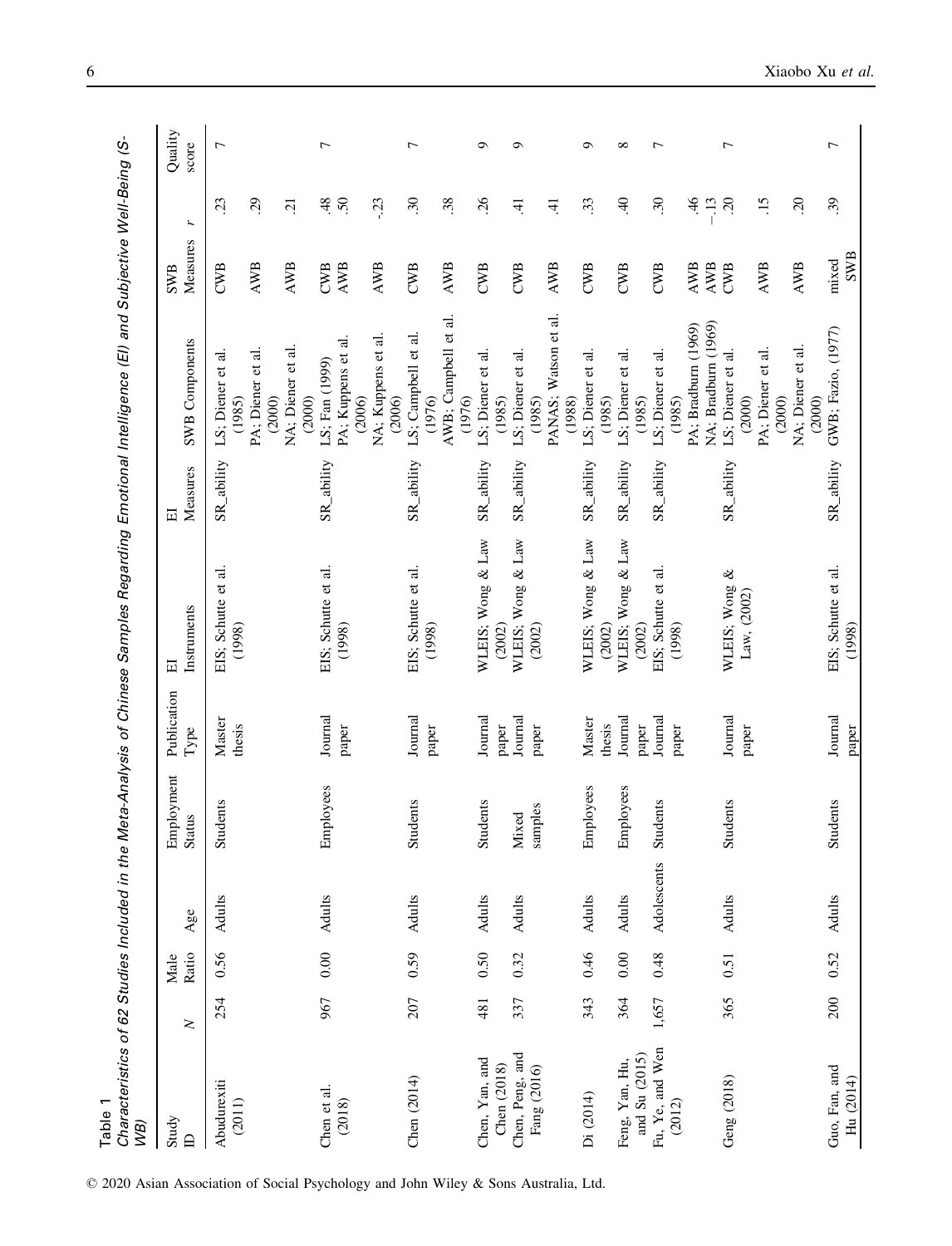Table 1
*Characteristics of 62 Studies Included in the Meta-Analysis of Chinese Samples Regarding Emotional Intelligence (EI) and Subjective Well-Being (SWB)*

| Study ID | N | Male Ratio | Age | Employment Status | Publication Type | EI Instruments | EI Measures | SWB Components | SWB Measures | r | Quality score |
|---|---|---|---|---|---|---|---|---|---|---|---|
| Abudurexiti (2011) | 254 | 0.56 | Adults | Students | Master thesis | EIS; Schutte et al. (1998) | SR_ability | LS; Diener et al. (1985) | CWB | .23 | 7 |
| | | | | | | | | PA; Diener et al. (2000) | AWB | .29 | |
| | | | | | | | | NA; Diener et al. (2000) | AWB | .21 | |
| Chen et al. (2018) | 967 | 0.00 | Adults | Employees | Journal paper | EIS; Schutte et al. (1998) | SR_ability | LS; Fan (1999) | CWB | .48 | 7 |
| | | | | | | | | PA; Kuppens et al. (2006) | AWB | .50 | |
| | | | | | | | | NA; Kuppens et al. (2006) | AWB | -.23 | |
| Chen (2014) | 207 | 0.59 | Adults | Students | Journal paper | EIS; Schutte et al. (1998) | SR_ability | LS; Campbell et al. (1976) | CWB | .30 | 7 |
| | | | | | | | | AWB; Campbell et al. (1976) | AWB | .38 | |
| Chen, Yan, and Chen (2018) | 481 | 0.50 | Adults | Students | Journal paper | WLEIS; Wong & Law (2002) | SR_ability | LS; Diener et al. (1985) | CWB | .26 | 9 |
| Chen, Peng, and Fang (2016) | 337 | 0.32 | Adults | Mixed samples | Journal paper | WLEIS; Wong & Law (2002) | SR_ability | LS; Diener et al. (1985) | CWB | .41 | 9 |
| | | | | | | | | PANAS; Watson et al. (1988) | AWB | .41 | |
| Di (2014) | 343 | 0.46 | Adults | Employees | Master thesis | WLEIS; Wong & Law (2002) | SR_ability | LS; Diener et al. (1985) | CWB | .33 | 9 |
| Feng, Yan, Hu, and Su (2015) | 364 | 0.00 | Adults | Employees | Journal paper | WLEIS; Wong & Law (2002) | SR_ability | LS; Diener et al. (1985) | CWB | .40 | 8 |
| Fu, Ye, and Wen (2012) | 1,657 | 0.48 | Adolescents | Students | Journal paper | EIS; Schutte et al. (1998) | SR_ability | LS; Diener et al. (1985) | CWB | .30 | 7 |
| | | | | | | | | PA; Bradburn (1969) | AWB | .46 | |
| | | | | | | | | NA; Bradburn (1969) | AWB | −.13 | |
| Geng (2018) | 365 | 0.51 | Adults | Students | Journal paper | WLEIS; Wong & Law, (2002) | SR_ability | LS; Diener et al. (2000) | CWB | .20 | 7 |
| | | | | | | | | PA; Diener et al. (2000) | AWB | .15 | |
| | | | | | | | | NA; Diener et al. (2000) | AWB | .20 | |
| Guo, Fan, and Hu (2014) | 200 | 0.52 | Adults | Students | Journal paper | EIS; Schutte et al. (1998) | SR_ability | GWB; Fazio, (1977) | mixed SWB | .39 | 7 |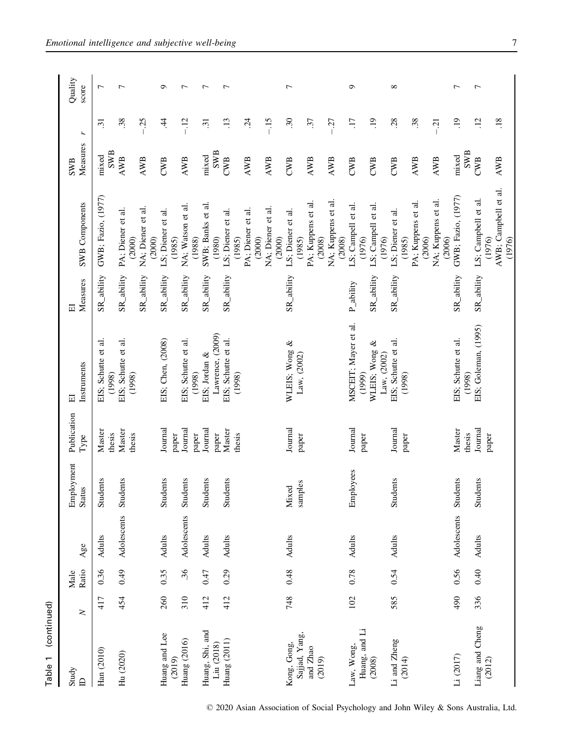Table 1 (continued)

| Study ID | N | Male Ratio | Age | Employment Status | Publication Type | EI Instruments | EI Measures | SWB Components | SWB Measures | r | Quality score |
|---|---|---|---|---|---|---|---|---|---|---|---|
| Han (2010) | 417 | 0.36 | Adults | Students | Master thesis | EIS; Schutte et al. (1998) | SR_ability | GWB; Fazio, (1977) | mixed SWB | .31 | 7 |
| Hu (2020) | 454 | 0.49 | Adolescents | Students | Master thesis | EIS; Schutte et al. (1998) | SR_ability | PA; Diener et al. (2000) | AWB | .38 | 7 |
| | | | | | | | SR_ability | NA; Diener et al. (2000) | AWB | −.25 | |
| Huang and Lee (2019) | 260 | 0.35 | Adults | Students | Journal paper | EIS; Chen, (2008) | SR_ability | LS; Diener et al. (1985) | CWB | .44 | 9 |
| Huang (2016) | 310 | .36 | Adolescents | Students | Journal paper | EIS; Schutte et al. (1998) | SR_ability | NA; Watson et al. (1988) | AWB | −.12 | 7 |
| Huang, Shi, and Liu (2018) | 412 | 0.47 | Adults | Students | Journal paper | EIS; Jordan & Lawrence, (2009) | SR_ability | SWB; Banks et al. (1980) | mixed SWB | .31 | 7 |
| Huang (2011) | 412 | 0.29 | Adults | Students | Master thesis | EIS; Schutte et al. (1998) | SR_ability | LS; Diener et al. (1985) | CWB | .13 | 7 |
| | | | | | | | | PA; Diener et al. (2000) | AWB | .24 | |
| | | | | | | | | NA; Diener et al. (2000) | AWB | −.15 | |
| Kong, Gong, Sajjad, Yang, and Zhao (2019) | 748 | 0.48 | Adults | Mixed samples | Journal paper | WLEIS; Wong & Law, (2002) | SR_ability | LS; Diener et al. (1985) | CWB | .30 | 7 |
| | | | | | | | | PA; Kuppens et al. (2008) | AWB | .37 | |
| | | | | | | | | NA; Kuppens et al. (2008) | AWB | −.27 | |
| Law, Wong, Huang, and Li (2008) | 102 | 0.78 | Adults | Employees | Journal paper | MSCEIT; Mayer et al. (1999) | P_ability | LS; Campell et al. (1976) | CWB | .17 | 9 |
| | | | | | | WLEIS; Wong & Law, (2002) | SR_ability | LS; Campell et al. (1976) | CWB | .19 | |
| Li and Zheng (2014) | 585 | 0.54 | Adults | Students | Journal paper | EIS; Schutte et al. (1998) | SR_ability | LS; Diener et al. (1985) | CWB | .28 | 8 |
| | | | | | | | | PA; Kuppens et al. (2006) | AWB | .38 | |
| | | | | | | | | NA; Kuppens et al. (2006) | AWB | −.21 | |
| Li (2017) | 490 | 0.56 | Adolescents | Students | Master thesis | EIS; Schutte et al. (1998) | SR_ability | GWB; Fazio, (1977) | mixed SWB | .19 | 7 |
| Liang and Cheng (2012) | 336 | 0.40 | Adults | Students | Journal paper | EIS; Goleman, (1995) | SR_ability | LS; Campbell et al. (1976) | CWB | .12 | 7 |
| | | | | | | | | AWB; Campbell et al. (1976) | AWB | .18 | |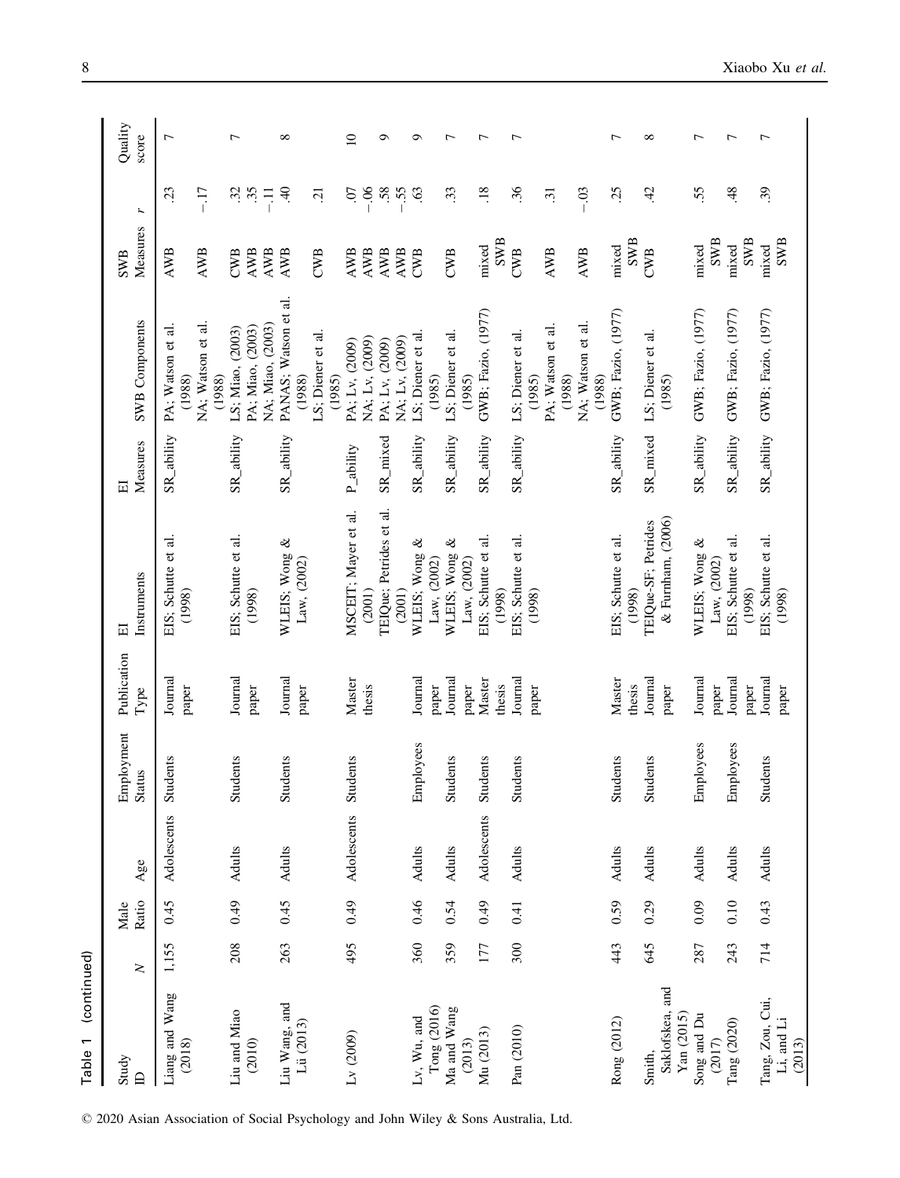Table 1 (continued)

| Study ID | N | Male Ratio | Age | Employment Status | Publication Type | EI Instruments | EI Measures | SWB Components | SWB Measures | r | Quality score |
|---|---|---|---|---|---|---|---|---|---|---|---|
| Liang and Wang (2018) | 1,155 | 0.45 | Adolescents | Students | Journal paper | EIS; Schutte et al. (1998) | SR_ability | PA; Watson et al. (1988) | AWB | .23 | 7 |
| | | | | | | | | NA; Watson et al. (1988) | AWB | −.17 | |
| Liu and Miao (2010) | 208 | 0.49 | Adults | Students | Journal paper | EIS; Schutte et al. (1998) | SR_ability | LS; Miao, (2003) | CWB | .32 | 7 |
| | | | | | | | | PA; Miao, (2003) | AWB | .35 | |
| | | | | | | | | NA; Miao, (2003) | AWB | −.11 | |
| Liu Wang, and Lü (2013) | 263 | 0.45 | Adults | Students | Journal paper | WLEIS; Wong & Law, (2002) | SR_ability | PANAS; Watson et al. (1988) | AWB | .40 | 8 |
| | | | | | | | | LS; Diener et al. (1985) | CWB | .21 | |
| Lv (2009) | 495 | 0.49 | Adolescents | Students | Master thesis | MSCEIT; Mayer et al. (2001) | P_ability | PA; Lv, (2009) | AWB | .07 | 10 |
| | | | | | | | | NA; Lv, (2009) | AWB | −.06 | |
| | | | | | | TEIQue; Petrides et al. (2001) | SR_mixed | PA; Lv, (2009) | AWB | .58 | 9 |
| | | | | | | | | NA; Lv, (2009) | AWB | −.55 | |
| Lv, Wu, and Tong (2016) | 360 | 0.46 | Adults | Employees | Journal paper | WLEIS; Wong & Law, (2002) | SR_ability | LS; Diener et al. (1985) | CWB | .63 | 9 |
| Ma and Wang (2013) | 359 | 0.54 | Adults | Students | Journal paper | WLEIS; Wong & Law, (2002) | SR_ability | LS; Diener et al. (1985) | CWB | .33 | 7 |
| Mu (2013) | 177 | 0.49 | Adolescents | Students | Master thesis | EIS; Schutte et al. (1998) | SR_ability | GWB; Fazio, (1977) | mixed SWB | .18 | 7 |
| Pan (2010) | 300 | 0.41 | Adults | Students | Journal paper | EIS; Schutte et al. (1998) | SR_ability | LS; Diener et al. (1985) | CWB | .36 | 7 |
| | | | | | | | | PA; Watson et al. (1988) | AWB | .31 | |
| | | | | | | | | NA; Watson et al. (1988) | AWB | −.03 | |
| Rong (2012) | 443 | 0.59 | Adults | Students | Master thesis | EIS; Schutte et al. (1998) | SR_ability | GWB; Fazio, (1977) | mixed SWB | .25 | 7 |
| Smith, Saklofskea, and Yan (2015) | 645 | 0.29 | Adults | Students | Journal paper | TEIQue-SF; Petrides & Furnham, (2006) | SR_mixed | LS; Diener et al. (1985) | CWB | .42 | 8 |
| Song and Du (2017) | 287 | 0.09 | Adults | Employees | Journal paper | WLEIS; Wong & Law, (2002) | SR_ability | GWB; Fazio, (1977) | mixed SWB | .55 | 7 |
| Tang (2020) | 243 | 0.10 | Adults | Employees | Journal paper | EIS; Schutte et al. (1998) | SR_ability | GWB; Fazio, (1977) | mixed SWB | .48 | 7 |
| Tang, Zou, Cui, Li, and Li (2013) | 714 | 0.43 | Adults | Students | Journal paper | EIS; Schutte et al. (1998) | SR_ability | GWB; Fazio, (1977) | mixed SWB | .39 | 7 |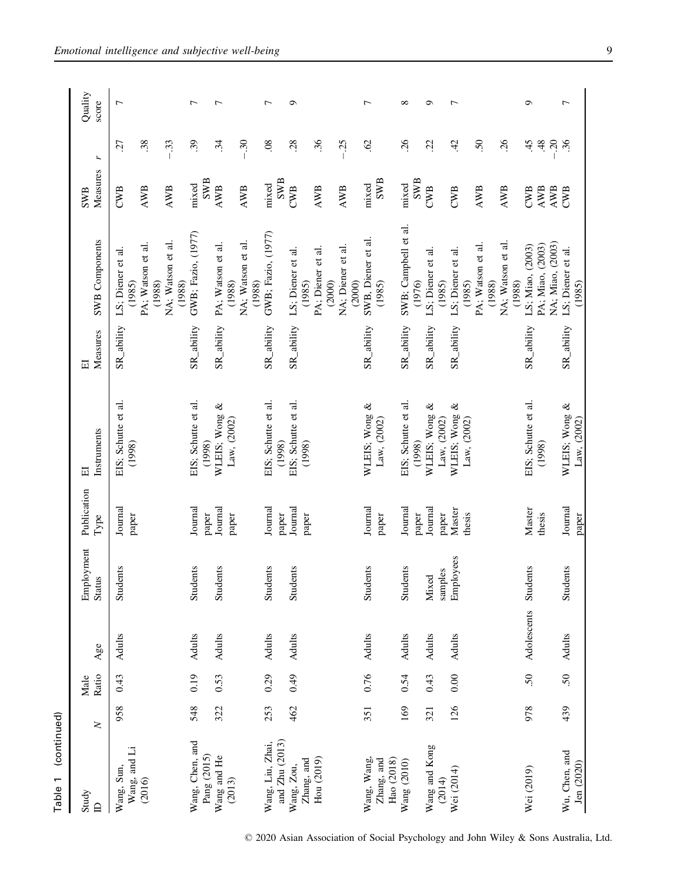Table 1 (continued)

| Study ID | N | Male Ratio | Age | Employment Status | Publication Type | EI Instruments | EI Measures | SWB Components | SWB Measures | r | Quality score |
|---|---|---|---|---|---|---|---|---|---|---|---|
| Wang, Sun, Wang, and Li (2016) | 958 | 0.43 | Adults | Students | Journal paper | EIS; Schutte et al. (1998) | SR_ability | LS; Diener et al. (1985) | CWB | .27 | 7 |
| | | | | | | | | PA; Watson et al. (1988) | AWB | .38 | |
| | | | | | | | | NA; Watson et al. (1988) | AWB | −.33 | |
| Wang, Chen, and Pang (2015) | 548 | 0.19 | Adults | Students | Journal paper | EIS; Schutte et al. (1998) | SR_ability | GWB; Fazio, (1977) | mixed SWB | .39 | 7 |
| Wang and He (2013) | 322 | 0.53 | Adults | Students | Journal paper | WLEIS; Wong & Law, (2002) | SR_ability | PA; Watson et al. (1988) | AWB | .34 | 7 |
| | | | | | | | | NA; Watson et al. (1988) | AWB | −.30 | |
| Wang, Liu, Zhai, and Zhu (2013) | 253 | 0.29 | Adults | Students | Journal paper | EIS; Schutte et al. (1998) | SR_ability | GWB; Fazio, (1977) | mixed SWB | .08 | 7 |
| Wang, Zou, Zhang, and Hou (2019) | 462 | 0.49 | Adults | Students | Journal paper | EIS; Schutte et al. (1998) | SR_ability | LS; Diener et al. (1985) | CWB | .28 | 9 |
| | | | | | | | | PA; Diener et al. (2000) | AWB | .36 | |
| | | | | | | | | NA; Diener et al. (2000) | AWB | −.25 | |
| Wang, Wang, Zhang, and Hao (2018) | 351 | 0.76 | Adults | Students | Journal paper | WLEIS; Wong & Law, (2002) | SR_ability | SWB; Diener et al. (1985) | mixed SWB | .62 | 7 |
| Wang (2010) | 169 | 0.54 | Adults | Students | Journal paper | EIS; Schutte et al. (1998) | SR_ability | SWB; Campbell et al. (1976) | mixed SWB | .26 | 8 |
| Wang and Kong (2014) | 321 | 0.43 | Adults | Mixed samples | Journal paper | WLEIS; Wong & Law, (2002) | SR_ability | LS; Diener et al. (1985) | CWB | .22 | 9 |
| Wei (2014) | 126 | 0.00 | Adults | Employees | Master thesis | WLEIS; Wong & Law, (2002) | SR_ability | LS; Diener et al. (1985) | CWB | .42 | 7 |
| | | | | | | | | PA; Watson et al. (1988) | AWB | .50 | |
| | | | | | | | | NA; Watson et al. (1988) | AWB | .26 | |
| Wei (2019) | 978 | .50 | Adolescents | Students | Master thesis | EIS; Schutte et al. (1998) | SR_ability | LS; Miao, (2003) | CWB | .45 | 9 |
| | | | | | | | | PA; Miao, (2003) | AWB | .48 | |
| | | | | | | | | NA; Miao, (2003) | AWB | −.20 | |
| Wu, Chen, and Jen (2020) | 439 | .50 | Adults | Students | Journal paper | WLEIS; Wong & Law, (2002) | SR_ability | LS; Diener et al. (1985) | CWB | .36 | 7 |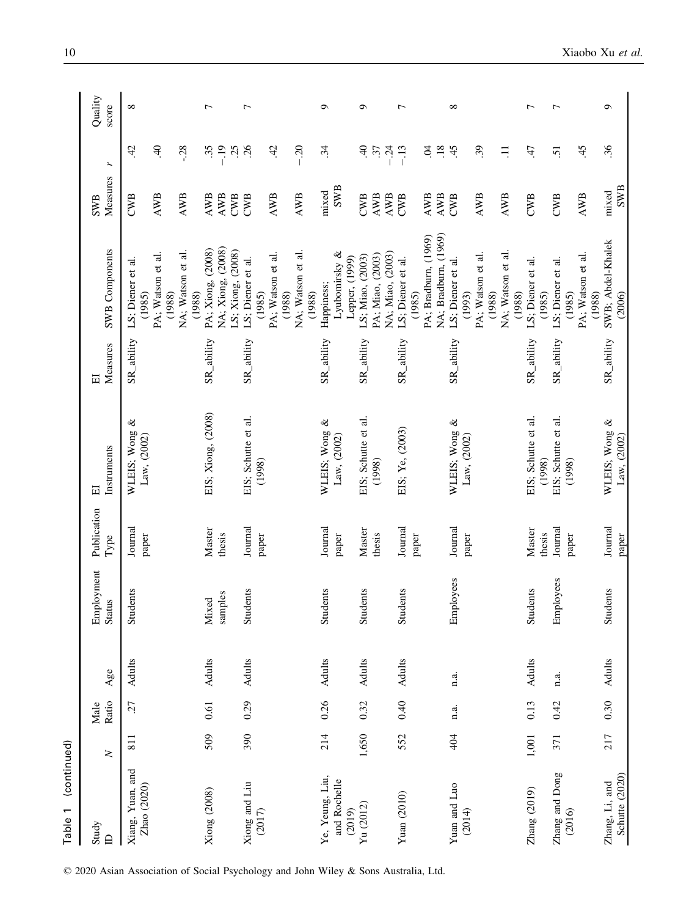Table 1 (continued)

| Study ID | N | Male Ratio | Age | Employment Status | Publication Type | EI Instruments | EI Measures | SWB Components | SWB Measures | r | Quality score |
|---|---|---|---|---|---|---|---|---|---|---|---|
| Xiang, Yuan, and Zhao (2020) | 811 | .27 | Adults | Students | Journal paper | WLEIS; Wong & Law, (2002) | SR_ability | LS; Diener et al. (1985) | CWB | .42 | 8 |
| | | | | | | | | PA; Watson et al. (1988) | AWB | .40 | |
| | | | | | | | | NA; Watson et al. (1988) | AWB | -.28 | |
| Xiong (2008) | 509 | 0.61 | Adults | Mixed samples | Master thesis | EIS; Xiong, (2008) | SR_ability | PA; Xiong, (2008) | AWB | .35 | 7 |
| | | | | | | | | NA; Xiong, (2008) | AWB | −.19 | |
| | | | | | | | | LS; Xiong, (2008) | CWB | .25 | |
| Xiong and Liu (2017) | 390 | 0.29 | Adults | Students | Journal paper | EIS; Schutte et al. (1998) | SR_ability | LS; Diener et al. (1985) | CWB | .26 | 7 |
| | | | | | | | | PA; Watson et al. (1988) | AWB | .42 | |
| | | | | | | | | NA; Watson et al. (1988) | AWB | −.20 | |
| Ye, Yeung, Liu, and Rochelle (2019) | 214 | 0.26 | Adults | Students | Journal paper | WLEIS; Wong & Law, (2002) | SR_ability | Happiness; Lyubomirsky & Lepper, (1999) | mixed SWB | .34 | 9 |
| Yu (2012) | 1,650 | 0.32 | Adults | Students | Master thesis | EIS; Schutte et al. (1998) | SR_ability | LS; Miao, (2003) | CWB | .40 | 9 |
| | | | | | | | | PA; Miao, (2003) | AWB | .37 | |
| | | | | | | | | NA; Miao, (2003) | AWB | −.24 | |
| Yuan (2010) | 552 | 0.40 | Adults | Students | Journal paper | EIS; Ye, (2003) | SR_ability | LS; Diener et al. (1985) | CWB | −.13 | 7 |
| | | | | | | | | PA; Bradburn, (1969) | AWB | .04 | |
| | | | | | | | | NA; Bradburn, (1969) | AWB | .18 | |
| Yuan and Luo (2014) | 404 | n.a. | n.a. | Employees | Journal paper | WLEIS; Wong & Law, (2002) | SR_ability | LS; Diener et al. (1993) | CWB | .45 | 8 |
| | | | | | | | | PA; Watson et al. (1988) | AWB | .39 | |
| | | | | | | | | NA; Watson et al. (1988) | AWB | .11 | |
| Zhang (2019) | 1,001 | 0.13 | Adults | Students | Master thesis | EIS; Schutte et al. (1998) | SR_ability | LS; Diener et al. (1985) | CWB | .47 | 7 |
| Zhang and Dong (2016) | 371 | 0.42 | n.a. | Employees | Journal paper | EIS; Schutte et al. (1998) | SR_ability | LS; Diener et al. (1985) | CWB | .51 | 7 |
| | | | | | | | | PA; Watson et al. (1988) | AWB | .45 | |
| Zhang, Li, and Schutte (2020) | 217 | 0.30 | Adults | Students | Journal paper | WLEIS; Wong & Law, (2002) | SR_ability | SWB; Abdel-Khalek (2006) | mixed SWB | .36 | 9 |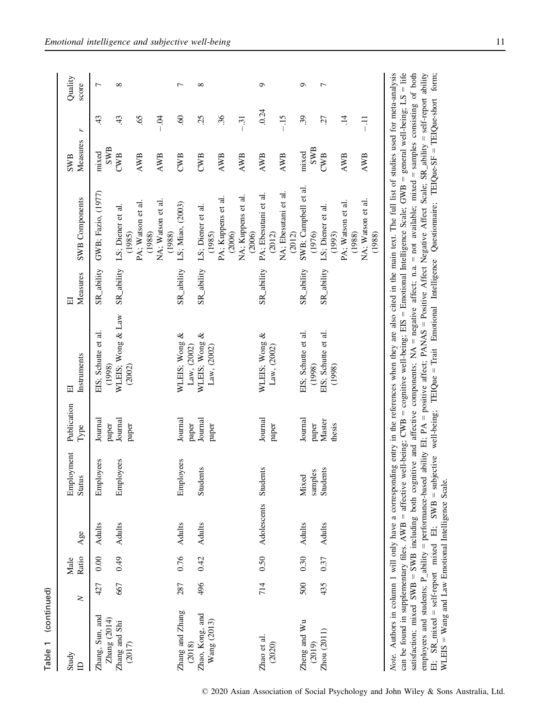Table 1 (continued)

| Study ID | N | Male Ratio | Age | Employment Status | Publication Type | EI Instruments | EI Measures | SWB Components | SWB Measures | r | Quality score |
|---|---|---|---|---|---|---|---|---|---|---|---|
| Zhang, Sun, and Zhang (2014) | 427 | 0.00 | Adults | Employees | Journal paper | EIS; Schutte et al. (1998) | SR_ability | GWB; Fazio, (1977) | mixed SWB | .43 | 7 |
| Zhang and Shi (2017) | 667 | 0.49 | Adults | Employees | Journal paper | WLEIS; Wong & Law (2002) | SR_ability | LS; Diener et al. (1985) | CWB | .43 | 8 |
| | | | | | | | | PA; Watson et al. (1988) | AWB | .65 | |
| | | | | | | | | NA; Watson et al. (1988) | AWB | −.04 | |
| Zhang and Zhang (2018) | 287 | 0.76 | Adults | Employees | Journal paper | WLEIS; Wong & Law, (2002) | SR_ability | LS; Miao, (2003) | CWB | .60 | 7 |
| Zhao, Kong, and Wang (2013) | 496 | 0.42 | Adults | Students | Journal paper | WLEIS; Wong & Law, (2002) | SR_ability | LS; Diener et al. (1985) | CWB | .25 | 8 |
| | | | | | | | | PA; Kuppens et al. (2006) | AWB | .36 | |
| | | | | | | | | NA; Kuppens et al. (2006) | AWB | −.31 | |
| Zhao et al. (2020) | 714 | 0.50 | Adolescents | Students | Journal paper | WLEIS; Wong & Law, (2002) | SR_ability | PA; Ebesutani et al. (2012) | AWB | 0.24 | 9 |
| | | | | | | | | NA; Ebesutani et al. (2012) | AWB | −.15 | |
| Zheng and Wu (2019) | 500 | 0.30 | Adults | Mixed samples | Journal paper | EIS; Schutte et al. (1998) | SR_ability | SWB; Campbell et al. (1976) | mixed SWB | .39 | 9 |
| Zhou (2011) | 435 | 0.37 | Adults | Students | Master thesis | EIS; Schutte et al. (1998) | SR_ability | LS; Diener et al. (1993) | CWB | .27 | 7 |
| | | | | | | | | PA; Watson et al. (1988) | AWB | .14 | |
| | | | | | | | | NA; Watson et al. (1988) | AWB | −.11 | |

*Note.* Authors in column 1 will only have a corresponding entry in the references when they are also cited in the main text. The full list of studies used for meta-analysis can be found in supplementary files. AWB = affective well-being; CWB = cognitive well-being; EIS = Emotional Intelligence Scale; GWB = general well-being; LS = life satisfaction; mixed SWB = SWB including both cognitive and affective components; NA = negative affect; n.a. = not available; mixed = samples consisting of both employees and students; P_ability = performance-based ability EI; PA = positive affect; PANAS = Positive Affect Negative Affect Scale; SR_ability = self-report ability EI; SR_mixed = self-report mixed EI; SWB = subjective well-being; TEIQue = Trait Emotional Intelligence Questionnaire; TEIQue-SF = TEIQue-short form; WLEIS = Wang and Law Emotional Intelligence Scale.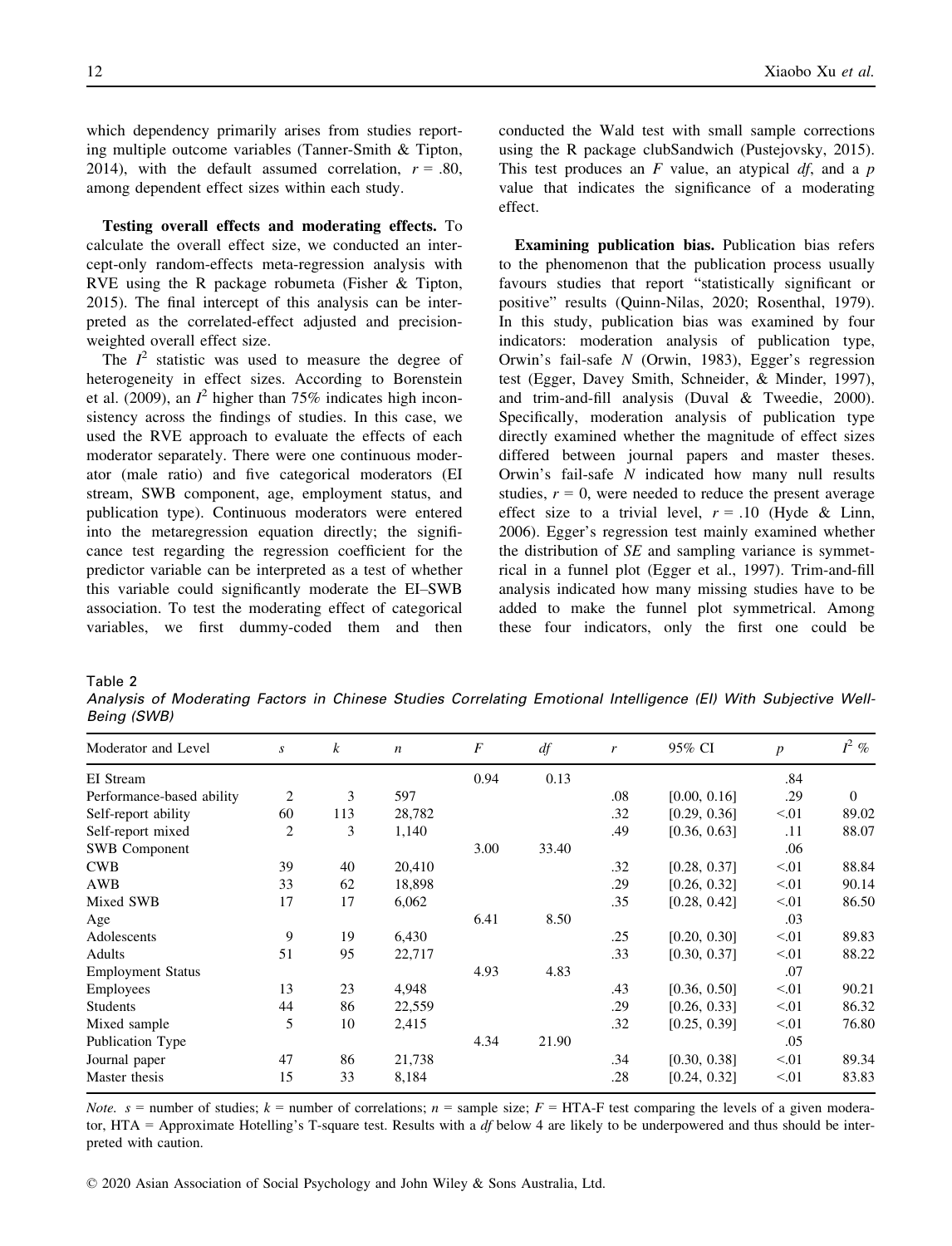which dependency primarily arises from studies reporting multiple outcome variables (Tanner-Smith & Tipton, 2014), with the default assumed correlation, $r = .80$, among dependent effect sizes within each study.

**Testing overall effects and moderating effects.** To calculate the overall effect size, we conducted an intercept-only random-effects meta-regression analysis with RVE using the R package robumeta (Fisher & Tipton, 2015). The final intercept of this analysis can be interpreted as the correlated-effect adjusted and precision-weighted overall effect size.

The $I^2$ statistic was used to measure the degree of heterogeneity in effect sizes. According to Borenstein et al. (2009), an $I^2$ higher than 75% indicates high inconsistency across the findings of studies. In this case, we used the RVE approach to evaluate the effects of each moderator separately. There were one continuous moderator (male ratio) and five categorical moderators (EI stream, SWB component, age, employment status, and publication type). Continuous moderators were entered into the metaregression equation directly; the significance test regarding the regression coefficient for the predictor variable can be interpreted as a test of whether this variable could significantly moderate the EI–SWB association. To test the moderating effect of categorical variables, we first dummy-coded them and then conducted the Wald test with small sample corrections using the R package clubSandwich (Pustejovsky, 2015). This test produces an $F$ value, an atypical $df$, and a $p$ value that indicates the significance of a moderating effect.

**Examining publication bias.** Publication bias refers to the phenomenon that the publication process usually favours studies that report "statistically significant or positive" results (Quinn-Nilas, 2020; Rosenthal, 1979). In this study, publication bias was examined by four indicators: moderation analysis of publication type, Orwin's fail-safe $N$ (Orwin, 1983), Egger's regression test (Egger, Davey Smith, Schneider, & Minder, 1997), and trim-and-fill analysis (Duval & Tweedie, 2000). Specifically, moderation analysis of publication type directly examined whether the magnitude of effect sizes differed between journal papers and master theses. Orwin's fail-safe $N$ indicated how many null results studies, $r = 0$, were needed to reduce the present average effect size to a trivial level, $r = .10$ (Hyde & Linn, 2006). Egger's regression test mainly examined whether the distribution of $SE$ and sampling variance is symmetrical in a funnel plot (Egger et al., 1997). Trim-and-fill analysis indicated how many missing studies have to be added to make the funnel plot symmetrical. Among these four indicators, only the first one could be

Table 2

*Analysis of Moderating Factors in Chinese Studies Correlating Emotional Intelligence (EI) With Subjective Well-Being (SWB)*

| Moderator and Level | $s$ | $k$ | $n$ | $F$ | $df$ | $r$ | 95% CI | $p$ | $I^2$ % |
|---|---|---|---|---|---|---|---|---|---|
| EI Stream | | | | 0.94 | 0.13 | | | .84 | |
| Performance-based ability | 2 | 3 | 597 | | | .08 | [0.00, 0.16] | .29 | 0 |
| Self-report ability | 60 | 113 | 28,782 | | | .32 | [0.29, 0.36] | <.01 | 89.02 |
| Self-report mixed | 2 | 3 | 1,140 | | | .49 | [0.36, 0.63] | .11 | 88.07 |
| SWB Component | | | | 3.00 | 33.40 | | | .06 | |
| CWB | 39 | 40 | 20,410 | | | .32 | [0.28, 0.37] | <.01 | 88.84 |
| AWB | 33 | 62 | 18,898 | | | .29 | [0.26, 0.32] | <.01 | 90.14 |
| Mixed SWB | 17 | 17 | 6,062 | | | .35 | [0.28, 0.42] | <.01 | 86.50 |
| Age | | | | 6.41 | 8.50 | | | .03 | |
| Adolescents | 9 | 19 | 6,430 | | | .25 | [0.20, 0.30] | <.01 | 89.83 |
| Adults | 51 | 95 | 22,717 | | | .33 | [0.30, 0.37] | <.01 | 88.22 |
| Employment Status | | | | 4.93 | 4.83 | | | .07 | |
| Employees | 13 | 23 | 4,948 | | | .43 | [0.36, 0.50] | <.01 | 90.21 |
| Students | 44 | 86 | 22,559 | | | .29 | [0.26, 0.33] | <.01 | 86.32 |
| Mixed sample | 5 | 10 | 2,415 | | | .32 | [0.25, 0.39] | <.01 | 76.80 |
| Publication Type | | | | 4.34 | 21.90 | | | .05 | |
| Journal paper | 47 | 86 | 21,738 | | | .34 | [0.30, 0.38] | <.01 | 89.34 |
| Master thesis | 15 | 33 | 8,184 | | | .28 | [0.24, 0.32] | <.01 | 83.83 |

*Note.* $s$ = number of studies; $k$ = number of correlations; $n$ = sample size; $F$ = HTA-F test comparing the levels of a given moderator, HTA = Approximate Hotelling's T-square test. Results with a $df$ below 4 are likely to be underpowered and thus should be interpreted with caution.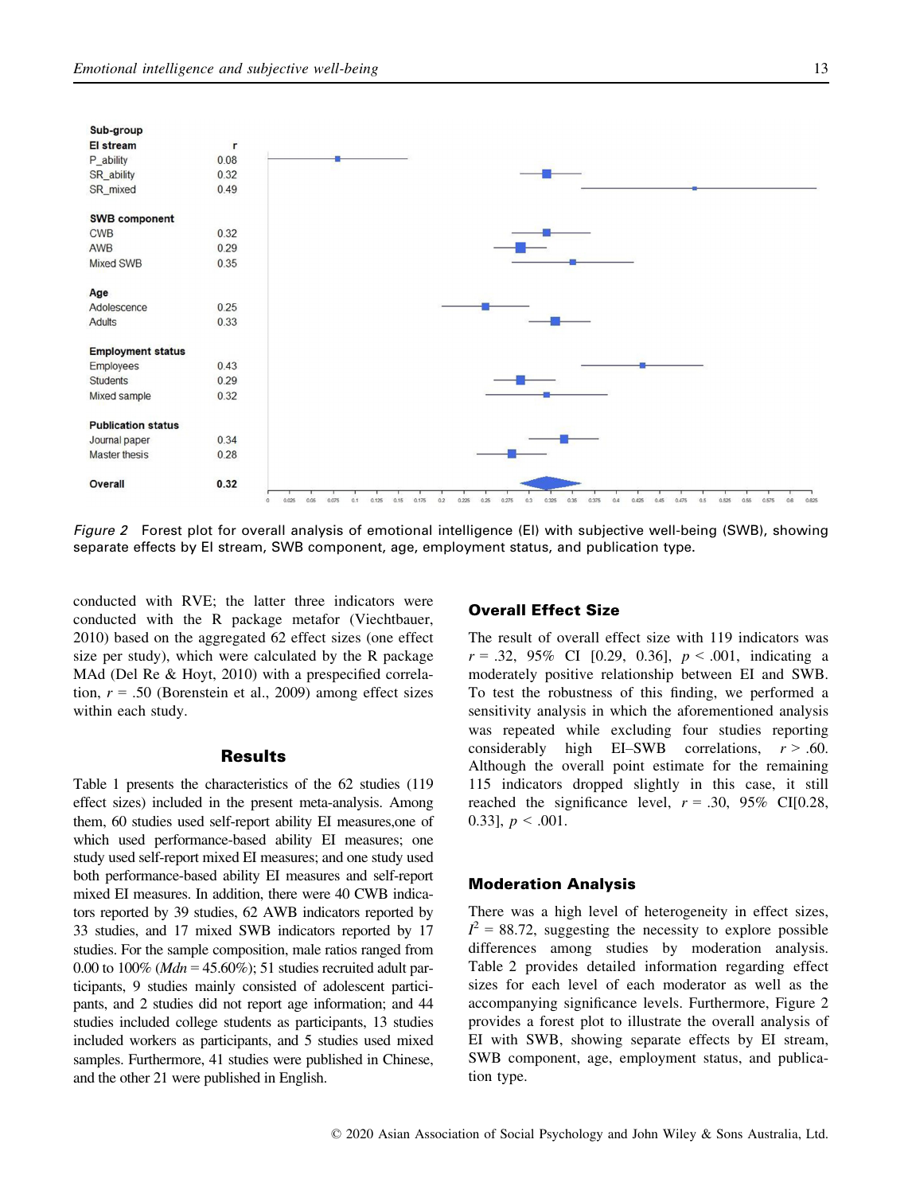| Sub-group | r |
|---|---|
| **EI stream** | |
| P_ability | 0.08 |
| SR_ability | 0.32 |
| SR_mixed | 0.49 |
| **SWB component** | |
| CWB | 0.32 |
| AWB | 0.29 |
| Mixed SWB | 0.35 |
| **Age** | |
| Adolescence | 0.25 |
| Adults | 0.33 |
| **Employment status** | |
| Employees | 0.43 |
| Students | 0.29 |
| Mixed sample | 0.32 |
| **Publication status** | |
| Journal paper | 0.34 |
| Master thesis | 0.28 |
| **Overall** | **0.32** |

*Figure 2* Forest plot for overall analysis of emotional intelligence (EI) with subjective well-being (SWB), showing separate effects by EI stream, SWB component, age, employment status, and publication type.

conducted with RVE; the latter three indicators were conducted with the R package metafor (Viechtbauer, 2010) based on the aggregated 62 effect sizes (one effect size per study), which were calculated by the R package MAd (Del Re & Hoyt, 2010) with a prespecified correlation, $r = .50$ (Borenstein et al., 2009) among effect sizes within each study.

## Results

Table 1 presents the characteristics of the 62 studies (119 effect sizes) included in the present meta-analysis. Among them, 60 studies used self-report ability EI measures,one of which used performance-based ability EI measures; one study used self-report mixed EI measures; and one study used both performance-based ability EI measures and self-report mixed EI measures. In addition, there were 40 CWB indicators reported by 39 studies, 62 AWB indicators reported by 33 studies, and 17 mixed SWB indicators reported by 17 studies. For the sample composition, male ratios ranged from 0.00 to 100% (*Mdn* = 45.60%); 51 studies recruited adult participants, 9 studies mainly consisted of adolescent participants, and 2 studies did not report age information; and 44 studies included college students as participants, 13 studies included workers as participants, and 5 studies used mixed samples. Furthermore, 41 studies were published in Chinese, and the other 21 were published in English.

### Overall Effect Size

The result of overall effect size with 119 indicators was $r = .32$, 95% CI [0.29, 0.36], $p < .001$, indicating a moderately positive relationship between EI and SWB. To test the robustness of this finding, we performed a sensitivity analysis in which the aforementioned analysis was repeated while excluding four studies reporting considerably high EI–SWB correlations, $r > .60$. Although the overall point estimate for the remaining 115 indicators dropped slightly in this case, it still reached the significance level, $r = .30$, 95% CI[0.28, 0.33], $p < .001$.

### Moderation Analysis

There was a high level of heterogeneity in effect sizes, $I^2 = 88.72$, suggesting the necessity to explore possible differences among studies by moderation analysis. Table 2 provides detailed information regarding effect sizes for each level of each moderator as well as the accompanying significance levels. Furthermore, Figure 2 provides a forest plot to illustrate the overall analysis of EI with SWB, showing separate effects by EI stream, SWB component, age, employment status, and publication type.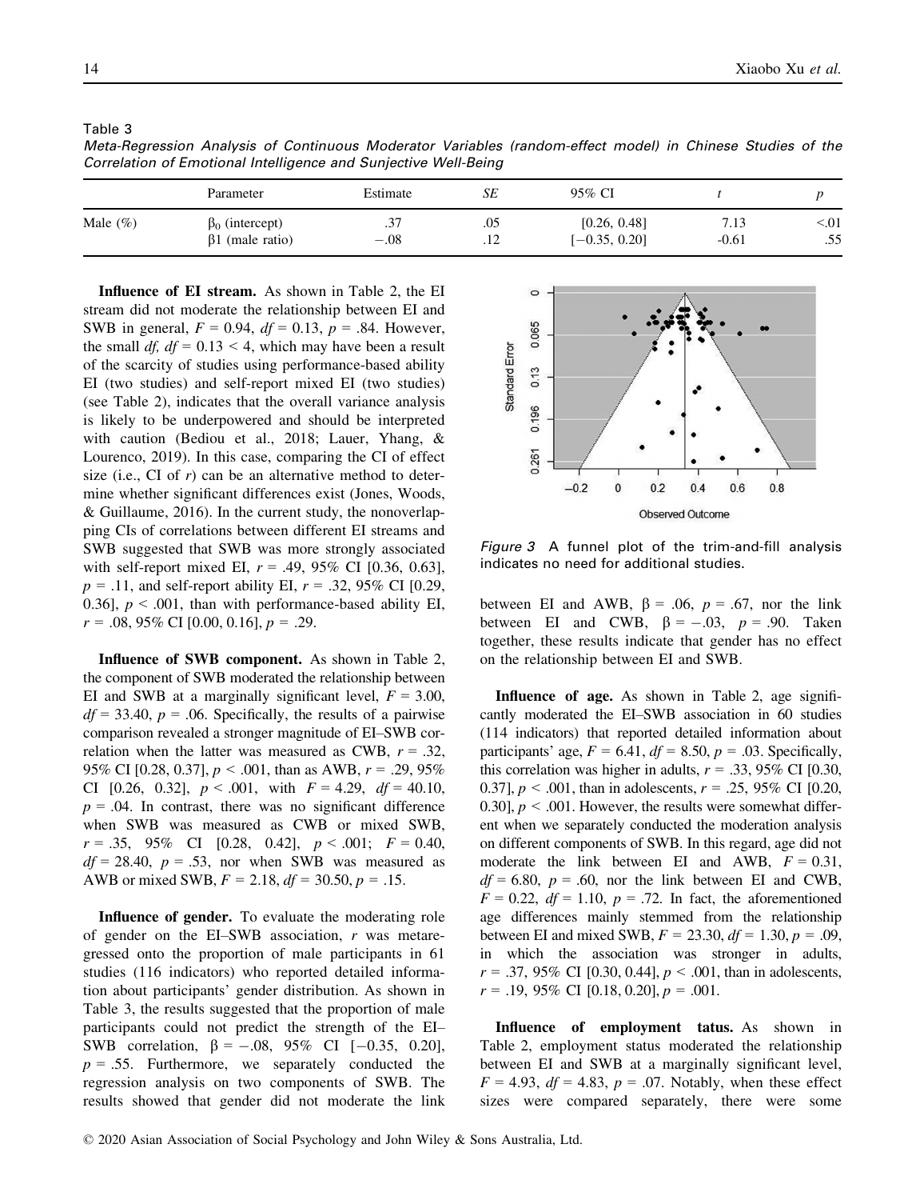Table 3

*Meta-Regression Analysis of Continuous Moderator Variables (random-effect model) in Chinese Studies of the Correlation of Emotional Intelligence and Sunjective Well-Being*

| | Parameter | Estimate | *SE* | 95% CI | *t* | *p* |
|---|---|---|---|---|---|---|
| Male (%) | $\beta_0$ (intercept) | .37 | .05 | [0.26, 0.48] | 7.13 | <.01 |
| | $\beta$1 (male ratio) | −.08 | .12 | [−0.35, 0.20] | -0.61 | .55 |

**Influence of EI stream.** As shown in Table 2, the EI stream did not moderate the relationship between EI and SWB in general, $F = 0.94$, $df = 0.13$, $p = .84$. However, the small *df*, $df = 0.13 < 4$, which may have been a result of the scarcity of studies using performance-based ability EI (two studies) and self-report mixed EI (two studies) (see Table 2), indicates that the overall variance analysis is likely to be underpowered and should be interpreted with caution (Bediou et al., 2018; Lauer, Yhang, & Lourenco, 2019). In this case, comparing the CI of effect size (i.e., CI of *r*) can be an alternative method to determine whether significant differences exist (Jones, Woods, & Guillaume, 2016). In the current study, the nonoverlapping CIs of correlations between different EI streams and SWB suggested that SWB was more strongly associated with self-report mixed EI, $r = .49$, 95% CI [0.36, 0.63], $p = .11$, and self-report ability EI, $r = .32$, 95% CI [0.29, 0.36], $p < .001$, than with performance-based ability EI, $r = .08$, 95% CI [0.00, 0.16], $p = .29$.

**Influence of SWB component.** As shown in Table 2, the component of SWB moderated the relationship between EI and SWB at a marginally significant level, $F = 3.00$, $df = 33.40$, $p = .06$. Specifically, the results of a pairwise comparison revealed a stronger magnitude of EI–SWB correlation when the latter was measured as CWB, $r = .32$, 95% CI [0.28, 0.37], $p < .001$, than as AWB, $r = .29$, 95% CI [0.26, 0.32], $p < .001$, with $F = 4.29$, $df = 40.10$, $p = .04$. In contrast, there was no significant difference when SWB was measured as CWB or mixed SWB, $r = .35$, 95% CI [0.28, 0.42], $p < .001$; $F = 0.40$, $df = 28.40$, $p = .53$, nor when SWB was measured as AWB or mixed SWB, $F = 2.18$, $df = 30.50$, $p = .15$.

**Influence of gender.** To evaluate the moderating role of gender on the EI–SWB association, *r* was metaregressed onto the proportion of male participants in 61 studies (116 indicators) who reported detailed information about participants' gender distribution. As shown in Table 3, the results suggested that the proportion of male participants could not predict the strength of the EI–SWB correlation, $\beta = -.08$, 95% CI [−0.35, 0.20], $p = .55$. Furthermore, we separately conducted the regression analysis on two components of SWB. The results showed that gender did not moderate the link between EI and AWB, $\beta = .06$, $p = .67$, nor the link between EI and CWB, $\beta = -.03$, $p = .90$. Taken together, these results indicate that gender has no effect on the relationship between EI and SWB.

*Figure 3* A funnel plot of the trim-and-fill analysis indicates no need for additional studies.

**Influence of age.** As shown in Table 2, age significantly moderated the EI–SWB association in 60 studies (114 indicators) that reported detailed information about participants' age, $F = 6.41$, $df = 8.50$, $p = .03$. Specifically, this correlation was higher in adults, $r = .33$, 95% CI [0.30, 0.37], $p < .001$, than in adolescents, $r = .25$, 95% CI [0.20, 0.30], $p < .001$. However, the results were somewhat different when we separately conducted the moderation analysis on different components of SWB. In this regard, age did not moderate the link between EI and AWB, $F = 0.31$, $df = 6.80$, $p = .60$, nor the link between EI and CWB, $F = 0.22$, $df = 1.10$, $p = .72$. In fact, the aforementioned age differences mainly stemmed from the relationship between EI and mixed SWB, $F = 23.30$, $df = 1.30$, $p = .09$, in which the association was stronger in adults, $r = .37$, 95% CI [0.30, 0.44], $p < .001$, than in adolescents, $r = .19$, 95% CI [0.18, 0.20], $p = .001$.

**Influence of employment tatus.** As shown in Table 2, employment status moderated the relationship between EI and SWB at a marginally significant level, $F = 4.93$, $df = 4.83$, $p = .07$. Notably, when these effect sizes were compared separately, there were some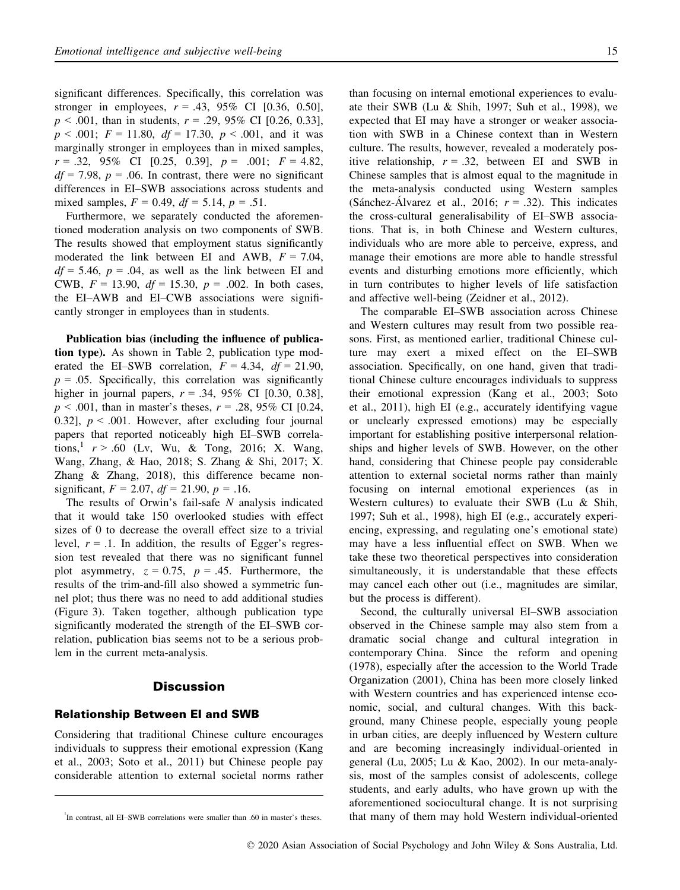significant differences. Specifically, this correlation was stronger in employees, $r = .43$, 95% CI [0.36, 0.50], $p < .001$, than in students, $r = .29$, 95% CI [0.26, 0.33], $p < .001$; $F = 11.80$, $df = 17.30$, $p < .001$, and it was marginally stronger in employees than in mixed samples, $r = .32$, 95% CI [0.25, 0.39], $p = .001$; $F = 4.82$, $df = 7.98$, $p = .06$. In contrast, there were no significant differences in EI–SWB associations across students and mixed samples, $F = 0.49$, $df = 5.14$, $p = .51$.

Furthermore, we separately conducted the aforementioned moderation analysis on two components of SWB. The results showed that employment status significantly moderated the link between EI and AWB, $F = 7.04$, $df = 5.46$, $p = .04$, as well as the link between EI and CWB, $F = 13.90$, $df = 15.30$, $p = .002$. In both cases, the EI–AWB and EI–CWB associations were significantly stronger in employees than in students.

**Publication bias (including the influence of publication type).** As shown in Table 2, publication type moderated the EI–SWB correlation, $F = 4.34$, $df = 21.90$, $p = .05$. Specifically, this correlation was significantly higher in journal papers, $r = .34$, 95% CI [0.30, 0.38], $p < .001$, than in master's theses, $r = .28$, 95% CI [0.24, 0.32], $p < .001$. However, after excluding four journal papers that reported noticeably high EI–SWB correlations,[1] $r > .60$ (Lv, Wu, & Tong, 2016; X. Wang, Wang, Zhang, & Hao, 2018; S. Zhang & Shi, 2017; X. Zhang & Zhang, 2018), this difference became non-significant, $F = 2.07$, $df = 21.90$, $p = .16$.

The results of Orwin's fail-safe $N$ analysis indicated that it would take 150 overlooked studies with effect sizes of 0 to decrease the overall effect size to a trivial level, $r = .1$. In addition, the results of Egger's regression test revealed that there was no significant funnel plot asymmetry, $z = 0.75$, $p = .45$. Furthermore, the results of the trim-and-fill also showed a symmetric funnel plot; thus there was no need to add additional studies (Figure 3). Taken together, although publication type significantly moderated the strength of the EI–SWB correlation, publication bias seems not to be a serious problem in the current meta-analysis.

## Discussion

### Relationship Between EI and SWB

Considering that traditional Chinese culture encourages individuals to suppress their emotional expression (Kang et al., 2003; Soto et al., 2011) but Chinese people pay considerable attention to external societal norms rather than focusing on internal emotional experiences to evaluate their SWB (Lu & Shih, 1997; Suh et al., 1998), we expected that EI may have a stronger or weaker association with SWB in a Chinese context than in Western culture. The results, however, revealed a moderately positive relationship, $r = .32$, between EI and SWB in Chinese samples that is almost equal to the magnitude in the meta-analysis conducted using Western samples (Sánchez-Álvarez et al., 2016; $r = .32$). This indicates the cross-cultural generalisability of EI–SWB associations. That is, in both Chinese and Western cultures, individuals who are more able to perceive, express, and manage their emotions are more able to handle stressful events and disturbing emotions more efficiently, which in turn contributes to higher levels of life satisfaction and affective well-being (Zeidner et al., 2012).

The comparable EI–SWB association across Chinese and Western cultures may result from two possible reasons. First, as mentioned earlier, traditional Chinese culture may exert a mixed effect on the EI–SWB association. Specifically, on one hand, given that traditional Chinese culture encourages individuals to suppress their emotional expression (Kang et al., 2003; Soto et al., 2011), high EI (e.g., accurately identifying vague or unclearly expressed emotions) may be especially important for establishing positive interpersonal relationships and higher levels of SWB. However, on the other hand, considering that Chinese people pay considerable attention to external societal norms rather than mainly focusing on internal emotional experiences (as in Western cultures) to evaluate their SWB (Lu & Shih, 1997; Suh et al., 1998), high EI (e.g., accurately experiencing, expressing, and regulating one's emotional state) may have a less influential effect on SWB. When we take these two theoretical perspectives into consideration simultaneously, it is understandable that these effects may cancel each other out (i.e., magnitudes are similar, but the process is different).

Second, the culturally universal EI–SWB association observed in the Chinese sample may also stem from a dramatic social change and cultural integration in contemporary China. Since the reform and opening (1978), especially after the accession to the World Trade Organization (2001), China has been more closely linked with Western countries and has experienced intense economic, social, and cultural changes. With this background, many Chinese people, especially young people in urban cities, are deeply influenced by Western culture and are becoming increasingly individual-oriented in general (Lu, 2005; Lu & Kao, 2002). In our meta-analysis, most of the samples consist of adolescents, college students, and early adults, who have grown up with the aforementioned sociocultural change. It is not surprising that many of them may hold Western individual-oriented

[1] In contrast, all EI–SWB correlations were smaller than .60 in master's theses.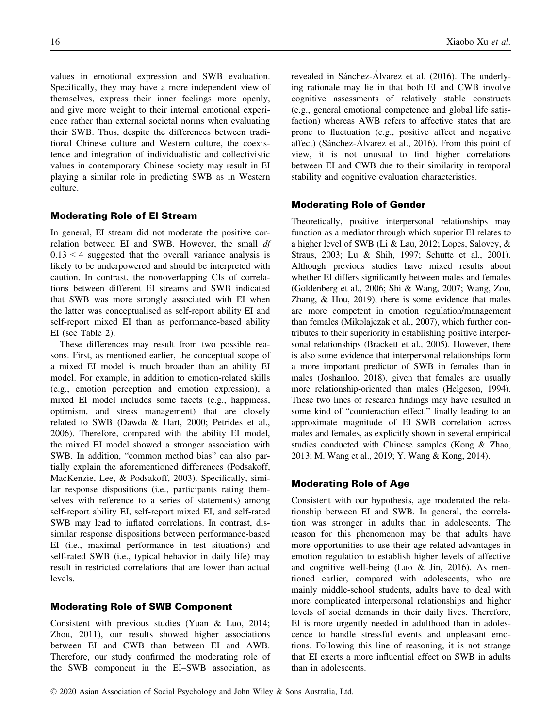values in emotional expression and SWB evaluation. Specifically, they may have a more independent view of themselves, express their inner feelings more openly, and give more weight to their internal emotional experience rather than external societal norms when evaluating their SWB. Thus, despite the differences between traditional Chinese culture and Western culture, the coexistence and integration of individualistic and collectivistic values in contemporary Chinese society may result in EI playing a similar role in predicting SWB as in Western culture.

### Moderating Role of EI Stream

In general, EI stream did not moderate the positive correlation between EI and SWB. However, the small *df* $0.13 < 4$ suggested that the overall variance analysis is likely to be underpowered and should be interpreted with caution. In contrast, the nonoverlapping CIs of correlations between different EI streams and SWB indicated that SWB was more strongly associated with EI when the latter was conceptualised as self-report ability EI and self-report mixed EI than as performance-based ability EI (see Table 2).

These differences may result from two possible reasons. First, as mentioned earlier, the conceptual scope of a mixed EI model is much broader than an ability EI model. For example, in addition to emotion-related skills (e.g., emotion perception and emotion expression), a mixed EI model includes some facets (e.g., happiness, optimism, and stress management) that are closely related to SWB (Dawda & Hart, 2000; Petrides et al., 2006). Therefore, compared with the ability EI model, the mixed EI model showed a stronger association with SWB. In addition, "common method bias" can also partially explain the aforementioned differences (Podsakoff, MacKenzie, Lee, & Podsakoff, 2003). Specifically, similar response dispositions (i.e., participants rating themselves with reference to a series of statements) among self-report ability EI, self-report mixed EI, and self-rated SWB may lead to inflated correlations. In contrast, dissimilar response dispositions between performance-based EI (i.e., maximal performance in test situations) and self-rated SWB (i.e., typical behavior in daily life) may result in restricted correlations that are lower than actual levels.

### Moderating Role of SWB Component

Consistent with previous studies (Yuan & Luo, 2014; Zhou, 2011), our results showed higher associations between EI and CWB than between EI and AWB. Therefore, our study confirmed the moderating role of the SWB component in the EI–SWB association, as revealed in Sánchez-Álvarez et al. (2016). The underlying rationale may lie in that both EI and CWB involve cognitive assessments of relatively stable constructs (e.g., general emotional competence and global life satisfaction) whereas AWB refers to affective states that are prone to fluctuation (e.g., positive affect and negative affect) (Sánchez-Álvarez et al., 2016). From this point of view, it is not unusual to find higher correlations between EI and CWB due to their similarity in temporal stability and cognitive evaluation characteristics.

### Moderating Role of Gender

Theoretically, positive interpersonal relationships may function as a mediator through which superior EI relates to a higher level of SWB (Li & Lau, 2012; Lopes, Salovey, & Straus, 2003; Lu & Shih, 1997; Schutte et al., 2001). Although previous studies have mixed results about whether EI differs significantly between males and females (Goldenberg et al., 2006; Shi & Wang, 2007; Wang, Zou, Zhang, & Hou, 2019), there is some evidence that males are more competent in emotion regulation/management than females (Mikolajczak et al., 2007), which further contributes to their superiority in establishing positive interpersonal relationships (Brackett et al., 2005). However, there is also some evidence that interpersonal relationships form a more important predictor of SWB in females than in males (Joshanloo, 2018), given that females are usually more relationship-oriented than males (Helgeson, 1994). These two lines of research findings may have resulted in some kind of "counteraction effect," finally leading to an approximate magnitude of EI–SWB correlation across males and females, as explicitly shown in several empirical studies conducted with Chinese samples (Kong & Zhao, 2013; M. Wang et al., 2019; Y. Wang & Kong, 2014).

### Moderating Role of Age

Consistent with our hypothesis, age moderated the relationship between EI and SWB. In general, the correlation was stronger in adults than in adolescents. The reason for this phenomenon may be that adults have more opportunities to use their age-related advantages in emotion regulation to establish higher levels of affective and cognitive well-being (Luo & Jin, 2016). As mentioned earlier, compared with adolescents, who are mainly middle-school students, adults have to deal with more complicated interpersonal relationships and higher levels of social demands in their daily lives. Therefore, EI is more urgently needed in adulthood than in adolescence to handle stressful events and unpleasant emotions. Following this line of reasoning, it is not strange that EI exerts a more influential effect on SWB in adults than in adolescents.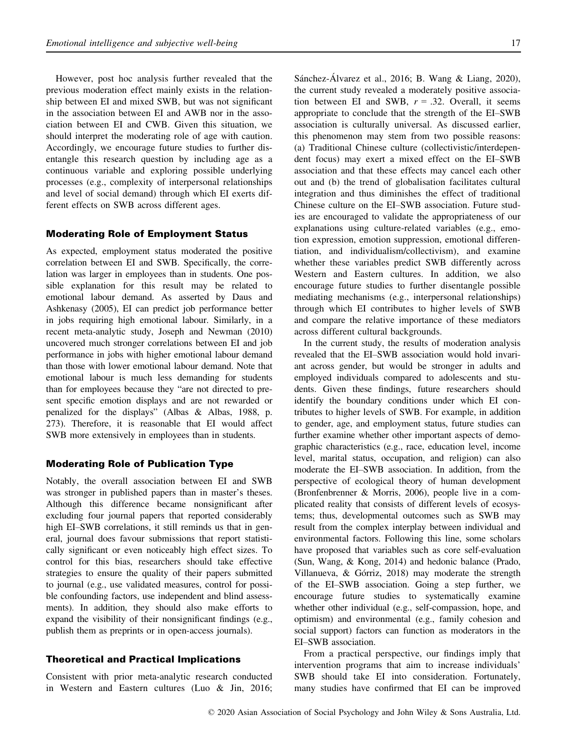However, post hoc analysis further revealed that the previous moderation effect mainly exists in the relationship between EI and mixed SWB, but was not significant in the association between EI and AWB nor in the association between EI and CWB. Given this situation, we should interpret the moderating role of age with caution. Accordingly, we encourage future studies to further disentangle this research question by including age as a continuous variable and exploring possible underlying processes (e.g., complexity of interpersonal relationships and level of social demand) through which EI exerts different effects on SWB across different ages.

### Moderating Role of Employment Status

As expected, employment status moderated the positive correlation between EI and SWB. Specifically, the correlation was larger in employees than in students. One possible explanation for this result may be related to emotional labour demand. As asserted by Daus and Ashkenasy (2005), EI can predict job performance better in jobs requiring high emotional labour. Similarly, in a recent meta-analytic study, Joseph and Newman (2010) uncovered much stronger correlations between EI and job performance in jobs with higher emotional labour demand than those with lower emotional labour demand. Note that emotional labour is much less demanding for students than for employees because they "are not directed to present specific emotion displays and are not rewarded or penalized for the displays" (Albas & Albas, 1988, p. 273). Therefore, it is reasonable that EI would affect SWB more extensively in employees than in students.

### Moderating Role of Publication Type

Notably, the overall association between EI and SWB was stronger in published papers than in master's theses. Although this difference became nonsignificant after excluding four journal papers that reported considerably high EI–SWB correlations, it still reminds us that in general, journal does favour submissions that report statistically significant or even noticeably high effect sizes. To control for this bias, researchers should take effective strategies to ensure the quality of their papers submitted to journal (e.g., use validated measures, control for possible confounding factors, use independent and blind assessments). In addition, they should also make efforts to expand the visibility of their nonsignificant findings (e.g., publish them as preprints or in open-access journals).

### Theoretical and Practical Implications

Consistent with prior meta-analytic research conducted in Western and Eastern cultures (Luo & Jin, 2016; Sánchez-Álvarez et al., 2016; B. Wang & Liang, 2020), the current study revealed a moderately positive association between EI and SWB, $r = .32$. Overall, it seems appropriate to conclude that the strength of the EI–SWB association is culturally universal. As discussed earlier, this phenomenon may stem from two possible reasons: (a) Traditional Chinese culture (collectivistic/interdependent focus) may exert a mixed effect on the EI–SWB association and that these effects may cancel each other out and (b) the trend of globalisation facilitates cultural integration and thus diminishes the effect of traditional Chinese culture on the EI–SWB association. Future studies are encouraged to validate the appropriateness of our explanations using culture-related variables (e.g., emotion expression, emotion suppression, emotional differentiation, and individualism/collectivism), and examine whether these variables predict SWB differently across Western and Eastern cultures. In addition, we also encourage future studies to further disentangle possible mediating mechanisms (e.g., interpersonal relationships) through which EI contributes to higher levels of SWB and compare the relative importance of these mediators across different cultural backgrounds.

In the current study, the results of moderation analysis revealed that the EI–SWB association would hold invariant across gender, but would be stronger in adults and employed individuals compared to adolescents and students. Given these findings, future researchers should identify the boundary conditions under which EI contributes to higher levels of SWB. For example, in addition to gender, age, and employment status, future studies can further examine whether other important aspects of demographic characteristics (e.g., race, education level, income level, marital status, occupation, and religion) can also moderate the EI–SWB association. In addition, from the perspective of ecological theory of human development (Bronfenbrenner & Morris, 2006), people live in a complicated reality that consists of different levels of ecosystems; thus, developmental outcomes such as SWB may result from the complex interplay between individual and environmental factors. Following this line, some scholars have proposed that variables such as core self-evaluation (Sun, Wang, & Kong, 2014) and hedonic balance (Prado, Villanueva, & Górriz, 2018) may moderate the strength of the EI–SWB association. Going a step further, we encourage future studies to systematically examine whether other individual (e.g., self-compassion, hope, and optimism) and environmental (e.g., family cohesion and social support) factors can function as moderators in the EI–SWB association.

From a practical perspective, our findings imply that intervention programs that aim to increase individuals' SWB should take EI into consideration. Fortunately, many studies have confirmed that EI can be improved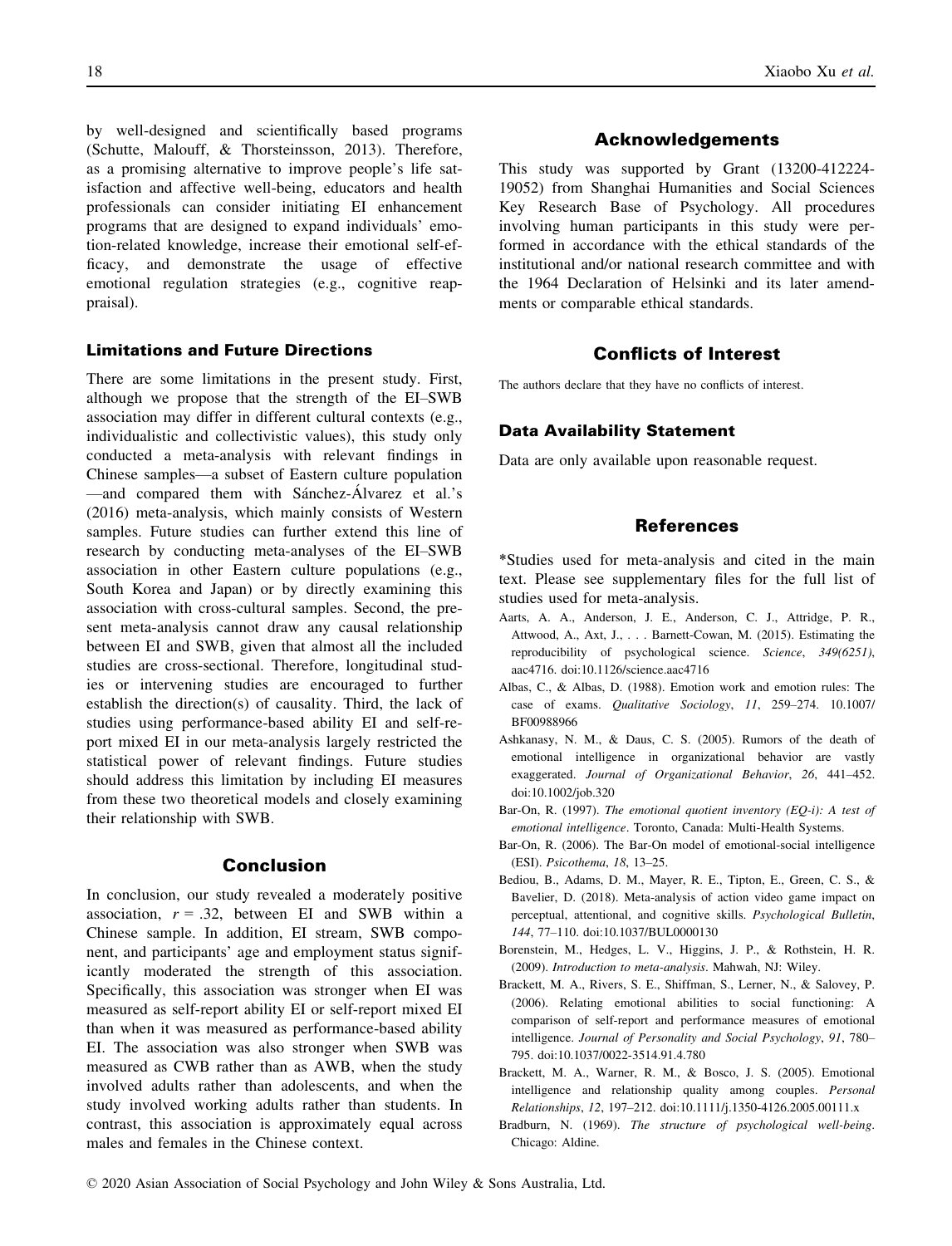by well-designed and scientifically based programs (Schutte, Malouff, & Thorsteinsson, 2013). Therefore, as a promising alternative to improve people's life satisfaction and affective well-being, educators and health professionals can consider initiating EI enhancement programs that are designed to expand individuals' emotion-related knowledge, increase their emotional self-efficacy, and demonstrate the usage of effective emotional regulation strategies (e.g., cognitive reappraisal).

### Limitations and Future Directions

There are some limitations in the present study. First, although we propose that the strength of the EI–SWB association may differ in different cultural contexts (e.g., individualistic and collectivistic values), this study only conducted a meta-analysis with relevant findings in Chinese samples—a subset of Eastern culture population—and compared them with Sánchez-Álvarez et al.'s (2016) meta-analysis, which mainly consists of Western samples. Future studies can further extend this line of research by conducting meta-analyses of the EI–SWB association in other Eastern culture populations (e.g., South Korea and Japan) or by directly examining this association with cross-cultural samples. Second, the present meta-analysis cannot draw any causal relationship between EI and SWB, given that almost all the included studies are cross-sectional. Therefore, longitudinal studies or intervening studies are encouraged to further establish the direction(s) of causality. Third, the lack of studies using performance-based ability EI and self-report mixed EI in our meta-analysis largely restricted the statistical power of relevant findings. Future studies should address this limitation by including EI measures from these two theoretical models and closely examining their relationship with SWB.

## Conclusion

In conclusion, our study revealed a moderately positive association, $r = .32$, between EI and SWB within a Chinese sample. In addition, EI stream, SWB component, and participants' age and employment status significantly moderated the strength of this association. Specifically, this association was stronger when EI was measured as self-report ability EI or self-report mixed EI than when it was measured as performance-based ability EI. The association was also stronger when SWB was measured as CWB rather than as AWB, when the study involved adults rather than adolescents, and when the study involved working adults rather than students. In contrast, this association is approximately equal across males and females in the Chinese context.

## Acknowledgements

This study was supported by Grant (13200-412224-19052) from Shanghai Humanities and Social Sciences Key Research Base of Psychology. All procedures involving human participants in this study were performed in accordance with the ethical standards of the institutional and/or national research committee and with the 1964 Declaration of Helsinki and its later amendments or comparable ethical standards.

## Conflicts of Interest

The authors declare that they have no conflicts of interest.

### Data Availability Statement

Data are only available upon reasonable request.

## References

*Studies used for meta-analysis and cited in the main text. Please see supplementary files for the full list of studies used for meta-analysis.

Aarts, A. A., Anderson, J. E., Anderson, C. J., Attridge, P. R., Attwood, A., Axt, J., . . . Barnett-Cowan, M. (2015). Estimating the reproducibility of psychological science. *Science*, *349(6251)*, aac4716. doi:10.1126/science.aac4716

Albas, C., & Albas, D. (1988). Emotion work and emotion rules: The case of exams. *Qualitative Sociology*, *11*, 259–274. 10.1007/BF00988966

Ashkanasy, N. M., & Daus, C. S. (2005). Rumors of the death of emotional intelligence in organizational behavior are vastly exaggerated. *Journal of Organizational Behavior*, *26*, 441–452. doi:10.1002/job.320

Bar-On, R. (1997). *The emotional quotient inventory (EQ-i): A test of emotional intelligence*. Toronto, Canada: Multi-Health Systems.

Bar-On, R. (2006). The Bar-On model of emotional-social intelligence (ESI). *Psicothema*, *18*, 13–25.

Bediou, B., Adams, D. M., Mayer, R. E., Tipton, E., Green, C. S., & Bavelier, D. (2018). Meta-analysis of action video game impact on perceptual, attentional, and cognitive skills. *Psychological Bulletin*, *144*, 77–110. doi:10.1037/BUL0000130

Borenstein, M., Hedges, L. V., Higgins, J. P., & Rothstein, H. R. (2009). *Introduction to meta-analysis*. Mahwah, NJ: Wiley.

Brackett, M. A., Rivers, S. E., Shiffman, S., Lerner, N., & Salovey, P. (2006). Relating emotional abilities to social functioning: A comparison of self-report and performance measures of emotional intelligence. *Journal of Personality and Social Psychology*, *91*, 780–795. doi:10.1037/0022-3514.91.4.780

Brackett, M. A., Warner, R. M., & Bosco, J. S. (2005). Emotional intelligence and relationship quality among couples. *Personal Relationships*, *12*, 197–212. doi:10.1111/j.1350-4126.2005.00111.x

Bradburn, N. (1969). *The structure of psychological well-being*. Chicago: Aldine.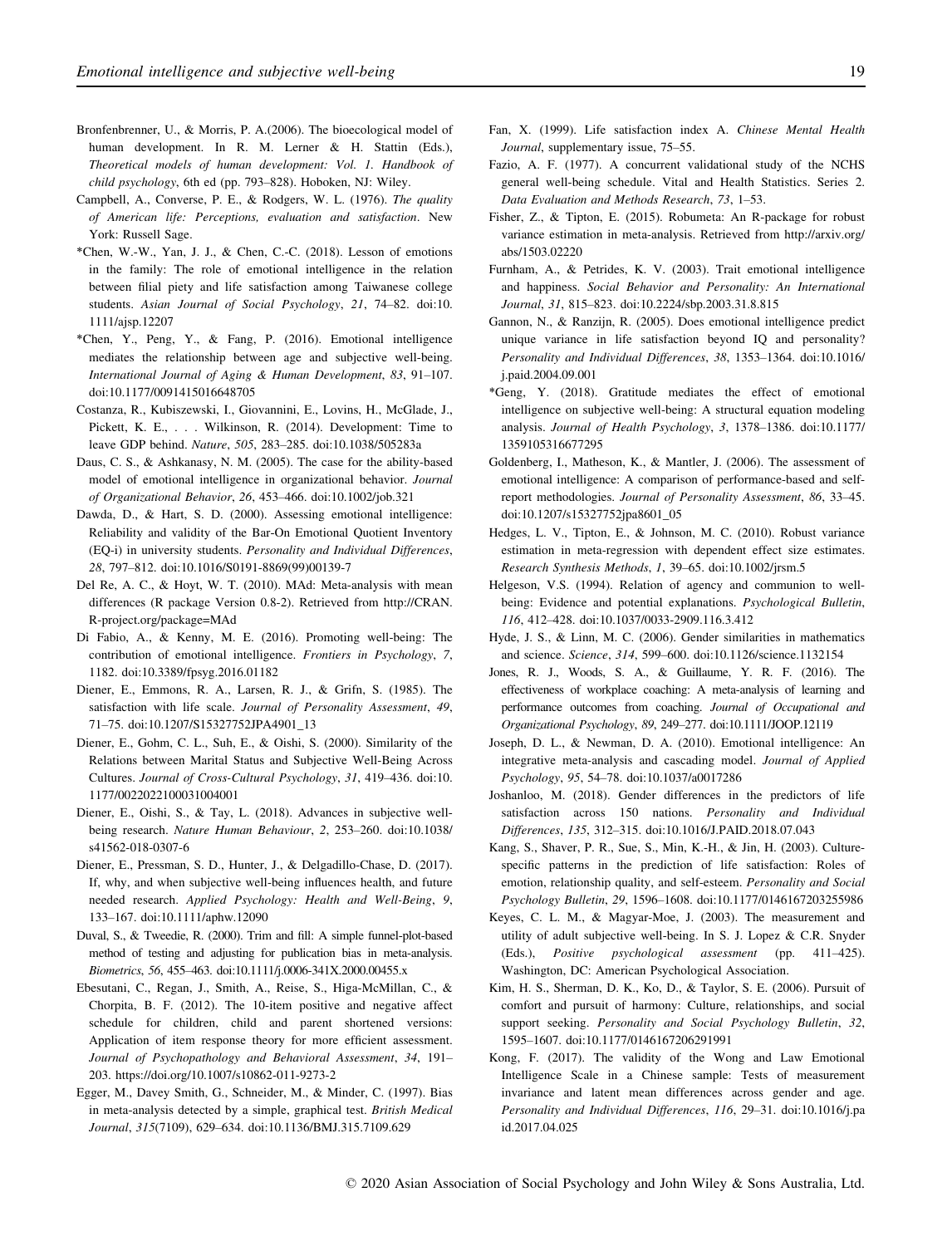Bronfenbrenner, U., & Morris, P. A.(2006). The bioecological model of human development. In R. M. Lerner & H. Stattin (Eds.), *Theoretical models of human development: Vol. 1. Handbook of child psychology*, 6th ed (pp. 793–828). Hoboken, NJ: Wiley.

Campbell, A., Converse, P. E., & Rodgers, W. L. (1976). *The quality of American life: Perceptions, evaluation and satisfaction*. New York: Russell Sage.

*Chen, W.-W., Yan, J. J., & Chen, C.-C. (2018). Lesson of emotions in the family: The role of emotional intelligence in the relation between filial piety and life satisfaction among Taiwanese college students. *Asian Journal of Social Psychology*, *21*, 74–82. doi:10.1111/ajsp.12207

*Chen, Y., Peng, Y., & Fang, P. (2016). Emotional intelligence mediates the relationship between age and subjective well-being. *International Journal of Aging & Human Development*, *83*, 91–107. doi:10.1177/0091415016648705

Costanza, R., Kubiszewski, I., Giovannini, E., Lovins, H., McGlade, J., Pickett, K. E., . . . Wilkinson, R. (2014). Development: Time to leave GDP behind. *Nature*, *505*, 283–285. doi:10.1038/505283a

Daus, C. S., & Ashkanasy, N. M. (2005). The case for the ability-based model of emotional intelligence in organizational behavior. *Journal of Organizational Behavior*, *26*, 453–466. doi:10.1002/job.321

Dawda, D., & Hart, S. D. (2000). Assessing emotional intelligence: Reliability and validity of the Bar-On Emotional Quotient Inventory (EQ-i) in university students. *Personality and Individual Differences*, *28*, 797–812. doi:10.1016/S0191-8869(99)00139-7

Del Re, A. C., & Hoyt, W. T. (2010). MAd: Meta-analysis with mean differences (R package Version 0.8-2). Retrieved from http://CRAN.R-project.org/package=MAd

Di Fabio, A., & Kenny, M. E. (2016). Promoting well-being: The contribution of emotional intelligence. *Frontiers in Psychology*, *7*, 1182. doi:10.3389/fpsyg.2016.01182

Diener, E., Emmons, R. A., Larsen, R. J., & Grifn, S. (1985). The satisfaction with life scale. *Journal of Personality Assessment*, *49*, 71–75. doi:10.1207/S15327752JPA4901_13

Diener, E., Gohm, C. L., Suh, E., & Oishi, S. (2000). Similarity of the Relations between Marital Status and Subjective Well-Being Across Cultures. *Journal of Cross-Cultural Psychology*, *31*, 419–436. doi:10.1177/0022022100031004001

Diener, E., Oishi, S., & Tay, L. (2018). Advances in subjective well-being research. *Nature Human Behaviour*, *2*, 253–260. doi:10.1038/s41562-018-0307-6

Diener, E., Pressman, S. D., Hunter, J., & Delgadillo-Chase, D. (2017). If, why, and when subjective well-being influences health, and future needed research. *Applied Psychology: Health and Well-Being*, *9*, 133–167. doi:10.1111/aphw.12090

Duval, S., & Tweedie, R. (2000). Trim and fill: A simple funnel-plot-based method of testing and adjusting for publication bias in meta-analysis. *Biometrics*, *56*, 455–463. doi:10.1111/j.0006-341X.2000.00455.x

Ebesutani, C., Regan, J., Smith, A., Reise, S., Higa-McMillan, C., & Chorpita, B. F. (2012). The 10-item positive and negative affect schedule for children, child and parent shortened versions: Application of item response theory for more efficient assessment. *Journal of Psychopathology and Behavioral Assessment*, *34*, 191–203. https://doi.org/10.1007/s10862-011-9273-2

Egger, M., Davey Smith, G., Schneider, M., & Minder, C. (1997). Bias in meta-analysis detected by a simple, graphical test. *British Medical Journal*, *315*(7109), 629–634. doi:10.1136/BMJ.315.7109.629

Fan, X. (1999). Life satisfaction index A. *Chinese Mental Health Journal*, supplementary issue, 75–55.

Fazio, A. F. (1977). A concurrent validational study of the NCHS general well-being schedule. Vital and Health Statistics. Series 2. *Data Evaluation and Methods Research*, *73*, 1–53.

Fisher, Z., & Tipton, E. (2015). Robumeta: An R-package for robust variance estimation in meta-analysis. Retrieved from http://arxiv.org/abs/1503.02220

Furnham, A., & Petrides, K. V. (2003). Trait emotional intelligence and happiness. *Social Behavior and Personality: An International Journal*, *31*, 815–823. doi:10.2224/sbp.2003.31.8.815

Gannon, N., & Ranzijn, R. (2005). Does emotional intelligence predict unique variance in life satisfaction beyond IQ and personality? *Personality and Individual Differences*, *38*, 1353–1364. doi:10.1016/j.paid.2004.09.001

*Geng, Y. (2018). Gratitude mediates the effect of emotional intelligence on subjective well-being: A structural equation modeling analysis. *Journal of Health Psychology*, *3*, 1378–1386. doi:10.1177/1359105316677295

Goldenberg, I., Matheson, K., & Mantler, J. (2006). The assessment of emotional intelligence: A comparison of performance-based and self-report methodologies. *Journal of Personality Assessment*, *86*, 33–45. doi:10.1207/s15327752jpa8601_05

Hedges, L. V., Tipton, E., & Johnson, M. C. (2010). Robust variance estimation in meta-regression with dependent effect size estimates. *Research Synthesis Methods*, *1*, 39–65. doi:10.1002/jrsm.5

Helgeson, V.S. (1994). Relation of agency and communion to well-being: Evidence and potential explanations. *Psychological Bulletin*, *116*, 412–428. doi:10.1037/0033-2909.116.3.412

Hyde, J. S., & Linn, M. C. (2006). Gender similarities in mathematics and science. *Science*, *314*, 599–600. doi:10.1126/science.1132154

Jones, R. J., Woods, S. A., & Guillaume, Y. R. F. (2016). The effectiveness of workplace coaching: A meta-analysis of learning and performance outcomes from coaching. *Journal of Occupational and Organizational Psychology*, *89*, 249–277. doi:10.1111/JOOP.12119

Joseph, D. L., & Newman, D. A. (2010). Emotional intelligence: An integrative meta-analysis and cascading model. *Journal of Applied Psychology*, *95*, 54–78. doi:10.1037/a0017286

Joshanloo, M. (2018). Gender differences in the predictors of life satisfaction across 150 nations. *Personality and Individual Differences*, *135*, 312–315. doi:10.1016/J.PAID.2018.07.043

Kang, S., Shaver, P. R., Sue, S., Min, K.-H., & Jin, H. (2003). Culture-specific patterns in the prediction of life satisfaction: Roles of emotion, relationship quality, and self-esteem. *Personality and Social Psychology Bulletin*, *29*, 1596–1608. doi:10.1177/0146167203255986

Keyes, C. L. M., & Magyar-Moe, J. (2003). The measurement and utility of adult subjective well-being. In S. J. Lopez & C.R. Snyder (Eds.), *Positive psychological assessment* (pp. 411–425). Washington, DC: American Psychological Association.

Kim, H. S., Sherman, D. K., Ko, D., & Taylor, S. E. (2006). Pursuit of comfort and pursuit of harmony: Culture, relationships, and social support seeking. *Personality and Social Psychology Bulletin*, *32*, 1595–1607. doi:10.1177/0146167206291991

Kong, F. (2017). The validity of the Wong and Law Emotional Intelligence Scale in a Chinese sample: Tests of measurement invariance and latent mean differences across gender and age. *Personality and Individual Differences*, *116*, 29–31. doi:10.1016/j.paid.2017.04.025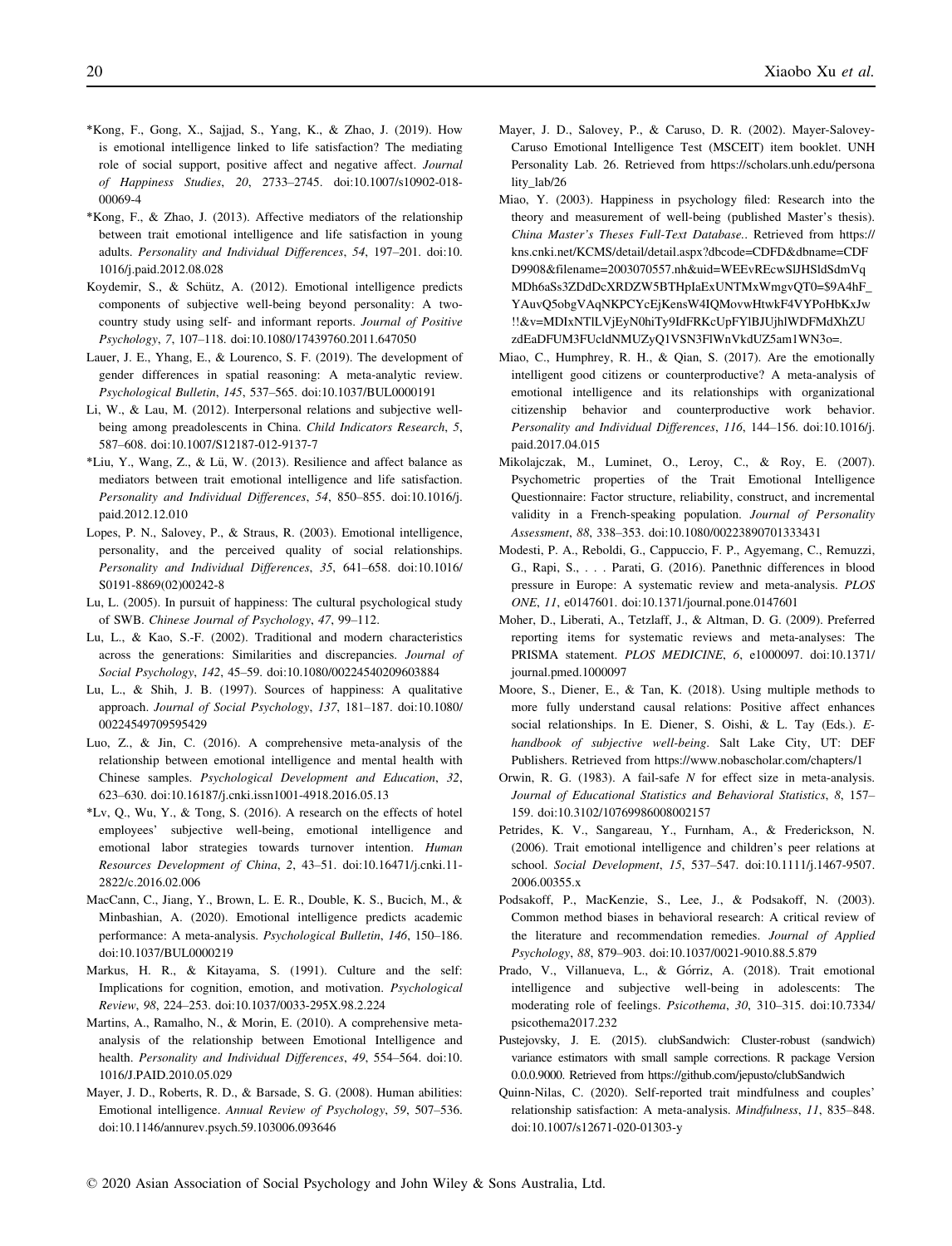*Kong, F., Gong, X., Sajjad, S., Yang, K., & Zhao, J. (2019). How is emotional intelligence linked to life satisfaction? The mediating role of social support, positive affect and negative affect. *Journal of Happiness Studies*, *20*, 2733–2745. doi:10.1007/s10902-018-00069-4

*Kong, F., & Zhao, J. (2013). Affective mediators of the relationship between trait emotional intelligence and life satisfaction in young adults. *Personality and Individual Differences*, *54*, 197–201. doi:10.1016/j.paid.2012.08.028

Koydemir, S., & Schütz, A. (2012). Emotional intelligence predicts components of subjective well-being beyond personality: A two-country study using self- and informant reports. *Journal of Positive Psychology*, *7*, 107–118. doi:10.1080/17439760.2011.647050

Lauer, J. E., Yhang, E., & Lourenco, S. F. (2019). The development of gender differences in spatial reasoning: A meta-analytic review. *Psychological Bulletin*, *145*, 537–565. doi:10.1037/BUL0000191

Li, W., & Lau, M. (2012). Interpersonal relations and subjective well-being among preadolescents in China. *Child Indicators Research*, *5*, 587–608. doi:10.1007/S12187-012-9137-7

*Liu, Y., Wang, Z., & Lü, W. (2013). Resilience and affect balance as mediators between trait emotional intelligence and life satisfaction. *Personality and Individual Differences*, *54*, 850–855. doi:10.1016/j.paid.2012.12.010

Lopes, P. N., Salovey, P., & Straus, R. (2003). Emotional intelligence, personality, and the perceived quality of social relationships. *Personality and Individual Differences*, *35*, 641–658. doi:10.1016/S0191-8869(02)00242-8

Lu, L. (2005). In pursuit of happiness: The cultural psychological study of SWB. *Chinese Journal of Psychology*, *47*, 99–112.

Lu, L., & Kao, S.-F. (2002). Traditional and modern characteristics across the generations: Similarities and discrepancies. *Journal of Social Psychology*, *142*, 45–59. doi:10.1080/00224540209603884

Lu, L., & Shih, J. B. (1997). Sources of happiness: A qualitative approach. *Journal of Social Psychology*, *137*, 181–187. doi:10.1080/00224549709595429

Luo, Z., & Jin, C. (2016). A comprehensive meta-analysis of the relationship between emotional intelligence and mental health with Chinese samples. *Psychological Development and Education*, *32*, 623–630. doi:10.16187/j.cnki.issn1001-4918.2016.05.13

*Lv, Q., Wu, Y., & Tong, S. (2016). A research on the effects of hotel employees' subjective well-being, emotional intelligence and emotional labor strategies towards turnover intention. *Human Resources Development of China*, *2*, 43–51. doi:10.16471/j.cnki.11-2822/c.2016.02.006

MacCann, C., Jiang, Y., Brown, L. E. R., Double, K. S., Bucich, M., & Minbashian, A. (2020). Emotional intelligence predicts academic performance: A meta-analysis. *Psychological Bulletin*, *146*, 150–186. doi:10.1037/BUL0000219

Markus, H. R., & Kitayama, S. (1991). Culture and the self: Implications for cognition, emotion, and motivation. *Psychological Review*, *98*, 224–253. doi:10.1037/0033-295X.98.2.224

Martins, A., Ramalho, N., & Morin, E. (2010). A comprehensive meta-analysis of the relationship between Emotional Intelligence and health. *Personality and Individual Differences*, *49*, 554–564. doi:10.1016/J.PAID.2010.05.029

Mayer, J. D., Roberts, R. D., & Barsade, S. G. (2008). Human abilities: Emotional intelligence. *Annual Review of Psychology*, *59*, 507–536. doi:10.1146/annurev.psych.59.103006.093646

Mayer, J. D., Salovey, P., & Caruso, D. R. (2002). Mayer-Salovey-Caruso Emotional Intelligence Test (MSCEIT) item booklet. UNH Personality Lab. 26. Retrieved from https://scholars.unh.edu/personality_lab/26

Miao, Y. (2003). Happiness in psychology filed: Research into the theory and measurement of well-being (published Master's thesis). *China Master's Theses Full-Text Database.*. Retrieved from https://kns.cnki.net/KCMS/detail/detail.aspx?dbcode=CDFD&dbname=CDFD9908&filename=2003070557.nh&uid=WEEvREcwSlJHSldSdmVqMDh6aSs3ZDdDcXRDZW5BTHpIaExUNTMxWmgvQT0=$9A4hF_YAuvQ5obgVAqNKPCYcEjKensW4IQMovwHtwkF4VYPoHbKxJw!!&v=MDIxNTlLVjEyN0hiTy9IdFRKcUpFYlBJUjhlWDFMdXhZUzdEaDFUM3FUcldNMUZyQ1VSN3FlWnVkdUZ5am1WN3o=.

Miao, C., Humphrey, R. H., & Qian, S. (2017). Are the emotionally intelligent good citizens or counterproductive? A meta-analysis of emotional intelligence and its relationships with organizational citizenship behavior and counterproductive work behavior. *Personality and Individual Differences*, *116*, 144–156. doi:10.1016/j.paid.2017.04.015

Mikolajczak, M., Luminet, O., Leroy, C., & Roy, E. (2007). Psychometric properties of the Trait Emotional Intelligence Questionnaire: Factor structure, reliability, construct, and incremental validity in a French-speaking population. *Journal of Personality Assessment*, *88*, 338–353. doi:10.1080/00223890701333431

Modesti, P. A., Reboldi, G., Cappuccio, F. P., Agyemang, C., Remuzzi, G., Rapi, S., . . . Parati, G. (2016). Panethnic differences in blood pressure in Europe: A systematic review and meta-analysis. *PLOS ONE*, *11*, e0147601. doi:10.1371/journal.pone.0147601

Moher, D., Liberati, A., Tetzlaff, J., & Altman, D. G. (2009). Preferred reporting items for systematic reviews and meta-analyses: The PRISMA statement. *PLOS MEDICINE*, *6*, e1000097. doi:10.1371/journal.pmed.1000097

Moore, S., Diener, E., & Tan, K. (2018). Using multiple methods to more fully understand causal relations: Positive affect enhances social relationships. In E. Diener, S. Oishi, & L. Tay (Eds.). *E-handbook of subjective well-being*. Salt Lake City, UT: DEF Publishers. Retrieved from https://www.nobascholar.com/chapters/1

Orwin, R. G. (1983). A fail-safe *N* for effect size in meta-analysis. *Journal of Educational Statistics and Behavioral Statistics*, *8*, 157–159. doi:10.3102/10769986008002157

Petrides, K. V., Sangareau, Y., Furnham, A., & Frederickson, N. (2006). Trait emotional intelligence and children's peer relations at school. *Social Development*, *15*, 537–547. doi:10.1111/j.1467-9507.2006.00355.x

Podsakoff, P., MacKenzie, S., Lee, J., & Podsakoff, N. (2003). Common method biases in behavioral research: A critical review of the literature and recommendation remedies. *Journal of Applied Psychology*, *88*, 879–903. doi:10.1037/0021-9010.88.5.879

Prado, V., Villanueva, L., & Górriz, A. (2018). Trait emotional intelligence and subjective well-being in adolescents: The moderating role of feelings. *Psicothema*, *30*, 310–315. doi:10.7334/psicothema2017.232

Pustejovsky, J. E. (2015). clubSandwich: Cluster-robust (sandwich) variance estimators with small sample corrections. R package Version 0.0.0.9000. Retrieved from https://github.com/jepusto/clubSandwich

Quinn-Nilas, C. (2020). Self-reported trait mindfulness and couples' relationship satisfaction: A meta-analysis. *Mindfulness*, *11*, 835–848. doi:10.1007/s12671-020-01303-y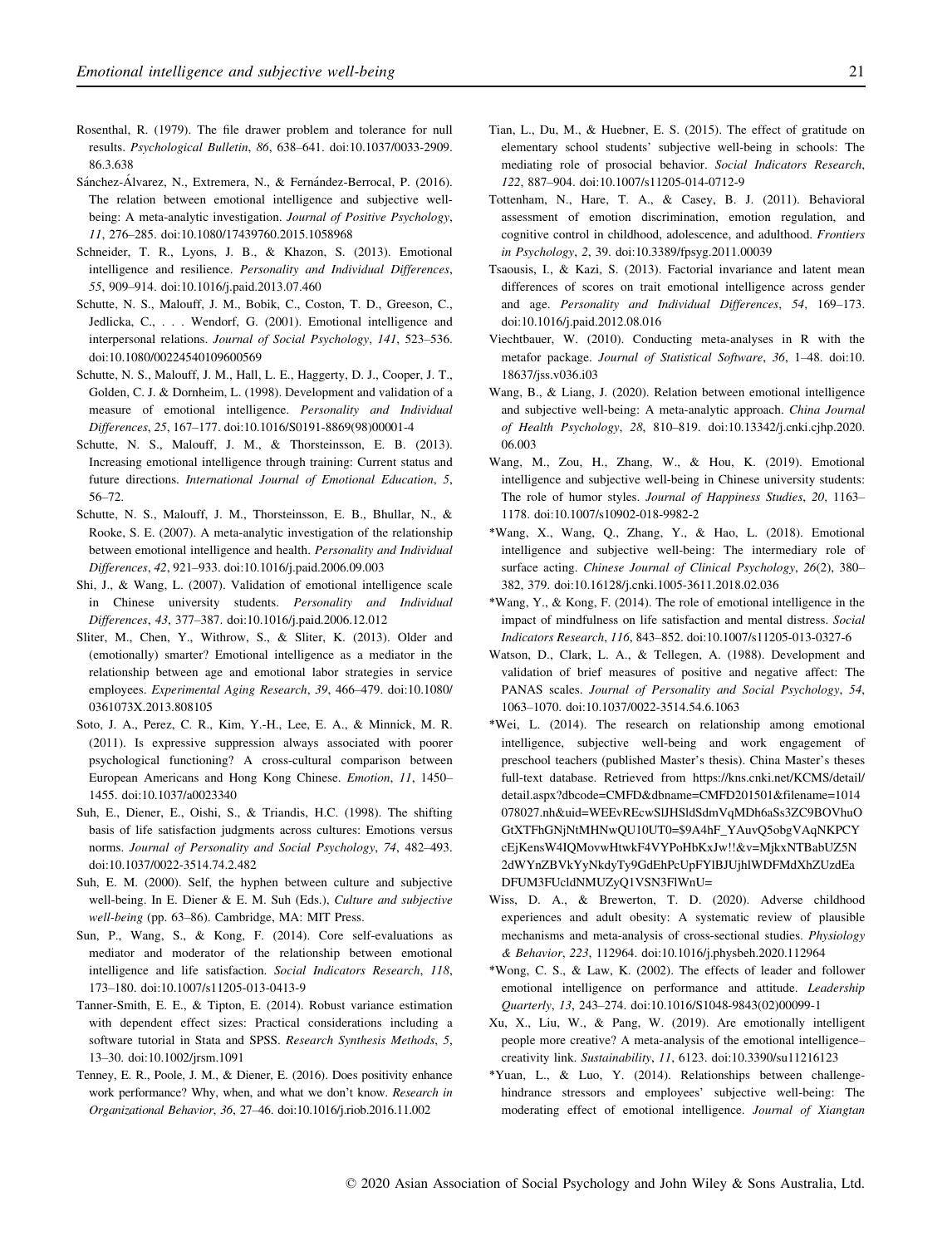Rosenthal, R. (1979). The file drawer problem and tolerance for null results. *Psychological Bulletin*, *86*, 638–641. doi:10.1037/0033-2909.86.3.638

Sánchez-Álvarez, N., Extremera, N., & Fernández-Berrocal, P. (2016). The relation between emotional intelligence and subjective well-being: A meta-analytic investigation. *Journal of Positive Psychology*, *11*, 276–285. doi:10.1080/17439760.2015.1058968

Schneider, T. R., Lyons, J. B., & Khazon, S. (2013). Emotional intelligence and resilience. *Personality and Individual Differences*, *55*, 909–914. doi:10.1016/j.paid.2013.07.460

Schutte, N. S., Malouff, J. M., Bobik, C., Coston, T. D., Greeson, C., Jedlicka, C., . . . Wendorf, G. (2001). Emotional intelligence and interpersonal relations. *Journal of Social Psychology*, *141*, 523–536. doi:10.1080/00224540109600569

Schutte, N. S., Malouff, J. M., Hall, L. E., Haggerty, D. J., Cooper, J. T., Golden, C. J. & Dornheim, L. (1998). Development and validation of a measure of emotional intelligence. *Personality and Individual Differences*, *25*, 167–177. doi:10.1016/S0191-8869(98)00001-4

Schutte, N. S., Malouff, J. M., & Thorsteinsson, E. B. (2013). Increasing emotional intelligence through training: Current status and future directions. *International Journal of Emotional Education*, *5*, 56–72.

Schutte, N. S., Malouff, J. M., Thorsteinsson, E. B., Bhullar, N., & Rooke, S. E. (2007). A meta-analytic investigation of the relationship between emotional intelligence and health. *Personality and Individual Differences*, *42*, 921–933. doi:10.1016/j.paid.2006.09.003

Shi, J., & Wang, L. (2007). Validation of emotional intelligence scale in Chinese university students. *Personality and Individual Differences*, *43*, 377–387. doi:10.1016/j.paid.2006.12.012

Sliter, M., Chen, Y., Withrow, S., & Sliter, K. (2013). Older and (emotionally) smarter? Emotional intelligence as a mediator in the relationship between age and emotional labor strategies in service employees. *Experimental Aging Research*, *39*, 466–479. doi:10.1080/0361073X.2013.808105

Soto, J. A., Perez, C. R., Kim, Y.-H., Lee, E. A., & Minnick, M. R. (2011). Is expressive suppression always associated with poorer psychological functioning? A cross-cultural comparison between European Americans and Hong Kong Chinese. *Emotion*, *11*, 1450–1455. doi:10.1037/a0023340

Suh, E., Diener, E., Oishi, S., & Triandis, H.C. (1998). The shifting basis of life satisfaction judgments across cultures: Emotions versus norms. *Journal of Personality and Social Psychology*, *74*, 482–493. doi:10.1037/0022-3514.74.2.482

Suh, E. M. (2000). Self, the hyphen between culture and subjective well-being. In E. Diener & E. M. Suh (Eds.), *Culture and subjective well-being* (pp. 63–86). Cambridge, MA: MIT Press.

Sun, P., Wang, S., & Kong, F. (2014). Core self-evaluations as mediator and moderator of the relationship between emotional intelligence and life satisfaction. *Social Indicators Research*, *118*, 173–180. doi:10.1007/s11205-013-0413-9

Tanner-Smith, E. E., & Tipton, E. (2014). Robust variance estimation with dependent effect sizes: Practical considerations including a software tutorial in Stata and SPSS. *Research Synthesis Methods*, *5*, 13–30. doi:10.1002/jrsm.1091

Tenney, E. R., Poole, J. M., & Diener, E. (2016). Does positivity enhance work performance? Why, when, and what we don't know. *Research in Organizational Behavior*, *36*, 27–46. doi:10.1016/j.riob.2016.11.002

Tian, L., Du, M., & Huebner, E. S. (2015). The effect of gratitude on elementary school students' subjective well-being in schools: The mediating role of prosocial behavior. *Social Indicators Research*, *122*, 887–904. doi:10.1007/s11205-014-0712-9

Tottenham, N., Hare, T. A., & Casey, B. J. (2011). Behavioral assessment of emotion discrimination, emotion regulation, and cognitive control in childhood, adolescence, and adulthood. *Frontiers in Psychology*, *2*, 39. doi:10.3389/fpsyg.2011.00039

Tsaousis, I., & Kazi, S. (2013). Factorial invariance and latent mean differences of scores on trait emotional intelligence across gender and age. *Personality and Individual Differences*, *54*, 169–173. doi:10.1016/j.paid.2012.08.016

Viechtbauer, W. (2010). Conducting meta-analyses in R with the metafor package. *Journal of Statistical Software*, *36*, 1–48. doi:10.18637/jss.v036.i03

Wang, B., & Liang, J. (2020). Relation between emotional intelligence and subjective well-being: A meta-analytic approach. *China Journal of Health Psychology*, *28*, 810–819. doi:10.13342/j.cnki.cjhp.2020.06.003

Wang, M., Zou, H., Zhang, W., & Hou, K. (2019). Emotional intelligence and subjective well-being in Chinese university students: The role of humor styles. *Journal of Happiness Studies*, *20*, 1163–1178. doi:10.1007/s10902-018-9982-2

*Wang, X., Wang, Q., Zhang, Y., & Hao, L. (2018). Emotional intelligence and subjective well-being: The intermediary role of surface acting. *Chinese Journal of Clinical Psychology*, *26*(2), 380–382, 379. doi:10.16128/j.cnki.1005-3611.2018.02.036

*Wang, Y., & Kong, F. (2014). The role of emotional intelligence in the impact of mindfulness on life satisfaction and mental distress. *Social Indicators Research*, *116*, 843–852. doi:10.1007/s11205-013-0327-6

Watson, D., Clark, L. A., & Tellegen, A. (1988). Development and validation of brief measures of positive and negative affect: The PANAS scales. *Journal of Personality and Social Psychology*, *54*, 1063–1070. doi:10.1037/0022-3514.54.6.1063

*Wei, L. (2014). The research on relationship among emotional intelligence, subjective well-being and work engagement of preschool teachers (published Master's thesis). China Master's theses full-text database. Retrieved from https://kns.cnki.net/KCMS/detail/detail.aspx?dbcode=CMFD&dbname=CMFD201501&filename=1014078027.nh&uid=WEEvREcwSlJHSldSdmVqMDh6aSs3ZC9BOVhuOGtXTFhGNjNtMHNwQU10UT0=$9A4hF_YAuvQ5obgVAqNKPCYcEjKensW4IQMovwHtwkF4VYPoHbKxJw!!&v=MjkxNTBabUZ5N2dWYnZBVkYyNkdyTy9GdEhPcUpFYlBJUjhlWDFMdXhZUzdEaDFUM3FUcldNMUZyQ1VSN3FlWnU=

Wiss, D. A., & Brewerton, T. D. (2020). Adverse childhood experiences and adult obesity: A systematic review of plausible mechanisms and meta-analysis of cross-sectional studies. *Physiology & Behavior*, *223*, 112964. doi:10.1016/j.physbeh.2020.112964

*Wong, C. S., & Law, K. (2002). The effects of leader and follower emotional intelligence on performance and attitude. *Leadership Quarterly*, *13*, 243–274. doi:10.1016/S1048-9843(02)00099-1

Xu, X., Liu, W., & Pang, W. (2019). Are emotionally intelligent people more creative? A meta-analysis of the emotional intelligence–creativity link. *Sustainability*, *11*, 6123. doi:10.3390/su11216123

*Yuan, L., & Luo, Y. (2014). Relationships between challenge-hindrance stressors and employees' subjective well-being: The moderating effect of emotional intelligence. *Journal of Xiangtan*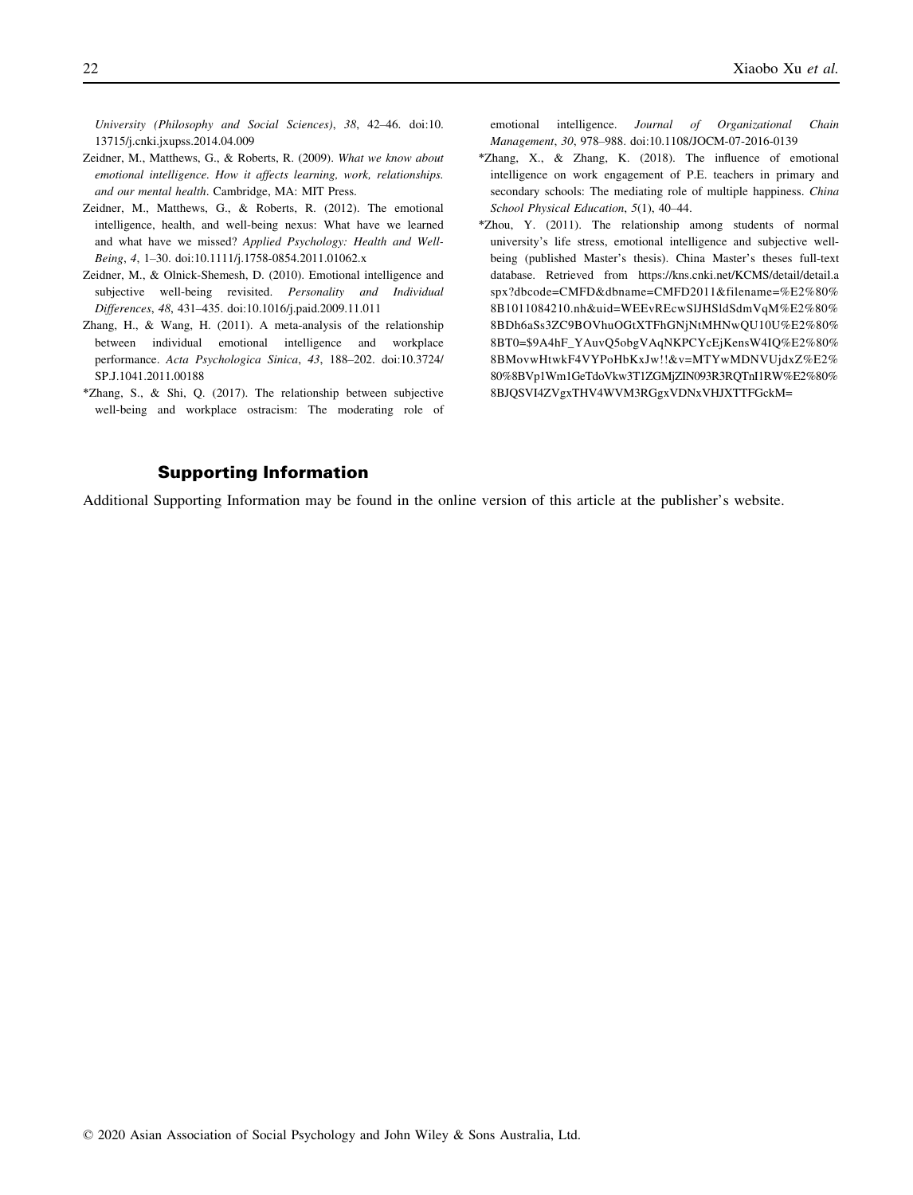University (Philosophy and Social Sciences)*, *38*, 42–46. doi:10.13715/j.cnki.jxupss.2014.04.009

Zeidner, M., Matthews, G., & Roberts, R. (2009). *What we know about emotional intelligence. How it affects learning, work, relationships. and our mental health*. Cambridge, MA: MIT Press.

Zeidner, M., Matthews, G., & Roberts, R. (2012). The emotional intelligence, health, and well-being nexus: What have we learned and what have we missed? *Applied Psychology: Health and Well-Being*, *4*, 1–30. doi:10.1111/j.1758-0854.2011.01062.x

Zeidner, M., & Olnick-Shemesh, D. (2010). Emotional intelligence and subjective well-being revisited. *Personality and Individual Differences*, *48*, 431–435. doi:10.1016/j.paid.2009.11.011

Zhang, H., & Wang, H. (2011). A meta-analysis of the relationship between individual emotional intelligence and workplace performance. *Acta Psychologica Sinica*, *43*, 188–202. doi:10.3724/SP.J.1041.2011.00188

*Zhang, S., & Shi, Q. (2017). The relationship between subjective well-being and workplace ostracism: The moderating role of emotional intelligence. *Journal of Organizational Chain Management*, *30*, 978–988. doi:10.1108/JOCM-07-2016-0139

*Zhang, X., & Zhang, K. (2018). The influence of emotional intelligence on work engagement of P.E. teachers in primary and secondary schools: The mediating role of multiple happiness. *China School Physical Education*, *5*(1), 40–44.

*Zhou, Y. (2011). The relationship among students of normal university's life stress, emotional intelligence and subjective well-being (published Master's thesis). China Master's theses full-text database. Retrieved from https://kns.cnki.net/KCMS/detail/detail.aspx?dbcode=CMFD&dbname=CMFD2011&filename=%E2%80%8B1011084210.nh&uid=WEEvREcwSlJHSldSdmVqM%E2%80%8BDh6aSs3ZC9BOVhuOGtXTFhGNjNtMHNwQU10U%E2%80%8BT0=$9A4hF_YAuvQ5obgVAqNKPCYcEjKensW4IQ%E2%80%8BMovwHtwkF4VYPoHbKxJw!!&v=MTYwMDNVUjdxZ%E2%80%8BVp1Wm1GeTdoVkw3T1ZGMjZIN093R3RQTnI1RW%E2%80%8BJQSVI4ZVgxTHV4WVM3RGgxVDNxVHJXTTFGckM=

## Supporting Information

Additional Supporting Information may be found in the online version of this article at the publisher's website.